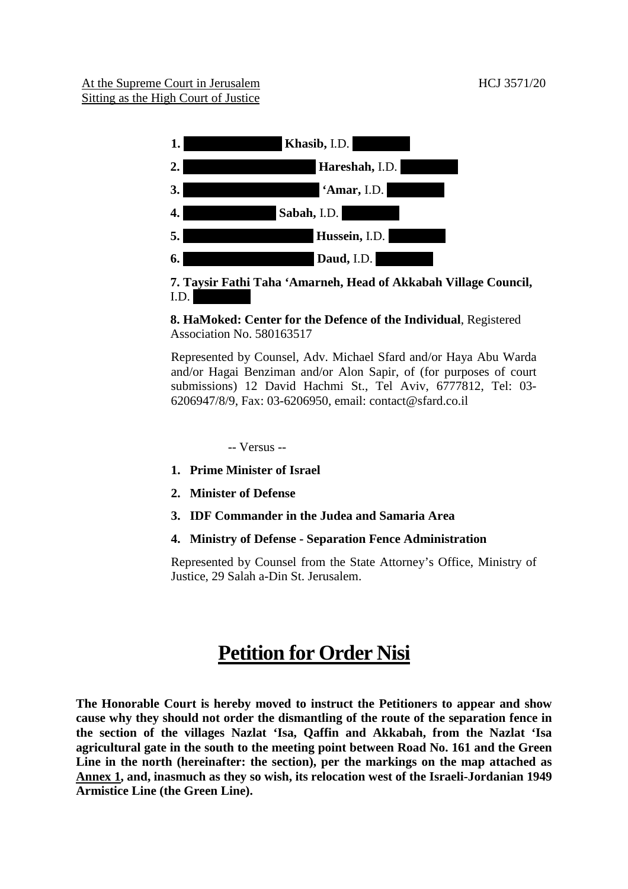At the Supreme Court in Jerusalem
Sitting as the High Court of Justice

HCJ 3571/20

1. ██████ **Khasib,** I.D. ██████

2. ██████ **Hareshah,** I.D. ██████

3. ██████ **'Amar,** I.D. ██████

4. ██████ **Sabah,** I.D. ██████

5. ██████ **Hussein,** I.D. ██████

6. ██████ **Daud,** I.D. ██████

**7. Taysir Fathi Taha 'Amarneh, Head of Akkabah Village Council,** I.D. ██████

**8. HaMoked: Center for the Defence of the Individual**, Registered Association No. 580163517

Represented by Counsel, Adv. Michael Sfard and/or Haya Abu Warda and/or Hagai Benziman and/or Alon Sapir, of (for purposes of court submissions) 12 David Hachmi St., Tel Aviv, 6777812, Tel: 03-6206947/8/9, Fax: 03-6206950, email: contact@sfard.co.il

-- Versus --

1. **Prime Minister of Israel**
2. **Minister of Defense**
3. **IDF Commander in the Judea and Samaria Area**
4. **Ministry of Defense - Separation Fence Administration**

Represented by Counsel from the State Attorney's Office, Ministry of Justice, 29 Salah a-Din St. Jerusalem.

# Petition for Order Nisi

**The Honorable Court is hereby moved to instruct the Petitioners to appear and show cause why they should not order the dismantling of the route of the separation fence in the section of the villages Nazlat 'Isa, Qaffin and Akkabah, from the Nazlat 'Isa agricultural gate in the south to the meeting point between Road No. 161 and the Green Line in the north (hereinafter: the section), per the markings on the map attached as Annex 1, and, inasmuch as they so wish, its relocation west of the Israeli-Jordanian 1949 Armistice Line (the Green Line).**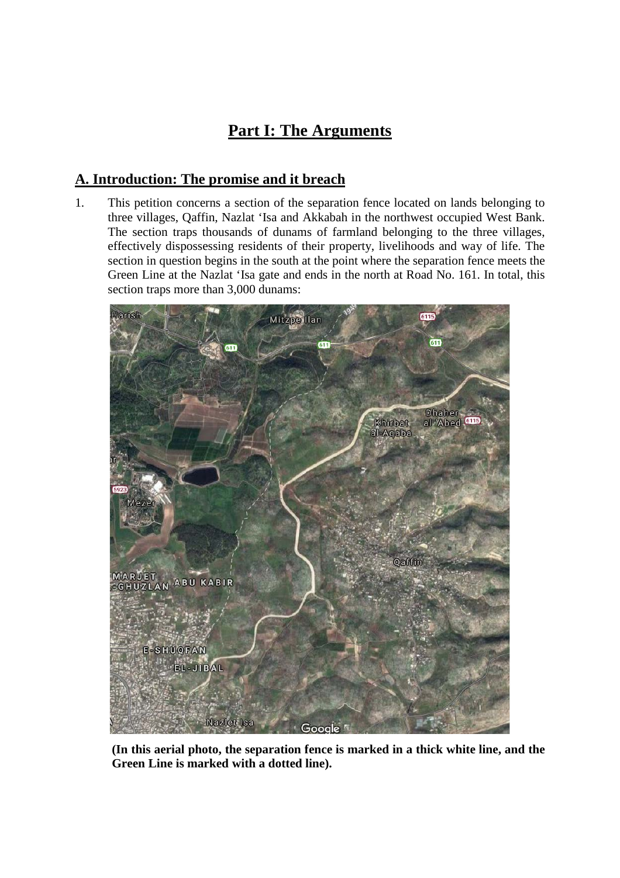# Part I: The Arguments

## A. Introduction: The promise and it breach

1. This petition concerns a section of the separation fence located on lands belonging to three villages, Qaffin, Nazlat 'Isa and Akkabah in the northwest occupied West Bank. The section traps thousands of dunams of farmland belonging to the three villages, effectively dispossessing residents of their property, livelihoods and way of life. The section in question begins in the south at the point where the separation fence meets the Green Line at the Nazlat 'Isa gate and ends in the north at Road No. 161. In total, this section traps more than 3,000 dunams:

**(In this aerial photo, the separation fence is marked in a thick white line, and the Green Line is marked with a dotted line).**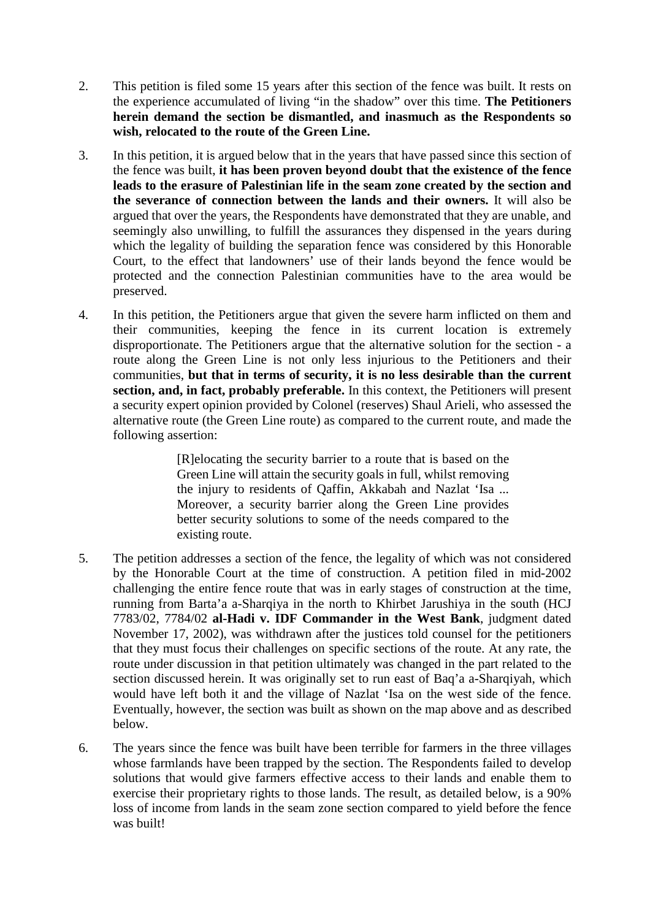2. This petition is filed some 15 years after this section of the fence was built. It rests on the experience accumulated of living "in the shadow" over this time. **The Petitioners herein demand the section be dismantled, and inasmuch as the Respondents so wish, relocated to the route of the Green Line.**

3. In this petition, it is argued below that in the years that have passed since this section of the fence was built, **it has been proven beyond doubt that the existence of the fence leads to the erasure of Palestinian life in the seam zone created by the section and the severance of connection between the lands and their owners.** It will also be argued that over the years, the Respondents have demonstrated that they are unable, and seemingly also unwilling, to fulfill the assurances they dispensed in the years during which the legality of building the separation fence was considered by this Honorable Court, to the effect that landowners' use of their lands beyond the fence would be protected and the connection Palestinian communities have to the area would be preserved.

4. In this petition, the Petitioners argue that given the severe harm inflicted on them and their communities, keeping the fence in its current location is extremely disproportionate. The Petitioners argue that the alternative solution for the section - a route along the Green Line is not only less injurious to the Petitioners and their communities, **but that in terms of security, it is no less desirable than the current section, and, in fact, probably preferable.** In this context, the Petitioners will present a security expert opinion provided by Colonel (reserves) Shaul Arieli, who assessed the alternative route (the Green Line route) as compared to the current route, and made the following assertion:

   > [R]elocating the security barrier to a route that is based on the Green Line will attain the security goals in full, whilst removing the injury to residents of Qaffin, Akkabah and Nazlat 'Isa ... Moreover, a security barrier along the Green Line provides better security solutions to some of the needs compared to the existing route.

5. The petition addresses a section of the fence, the legality of which was not considered by the Honorable Court at the time of construction. A petition filed in mid-2002 challenging the entire fence route that was in early stages of construction at the time, running from Barta'a a-Sharqiya in the north to Khirbet Jarushiya in the south (HCJ 7783/02, 7784/02 **al-Hadi v. IDF Commander in the West Bank**, judgment dated November 17, 2002), was withdrawn after the justices told counsel for the petitioners that they must focus their challenges on specific sections of the route. At any rate, the route under discussion in that petition ultimately was changed in the part related to the section discussed herein. It was originally set to run east of Baq'a a-Sharqiyah, which would have left both it and the village of Nazlat 'Isa on the west side of the fence. Eventually, however, the section was built as shown on the map above and as described below.

6. The years since the fence was built have been terrible for farmers in the three villages whose farmlands have been trapped by the section. The Respondents failed to develop solutions that would give farmers effective access to their lands and enable them to exercise their proprietary rights to those lands. The result, as detailed below, is a 90% loss of income from lands in the seam zone section compared to yield before the fence was built!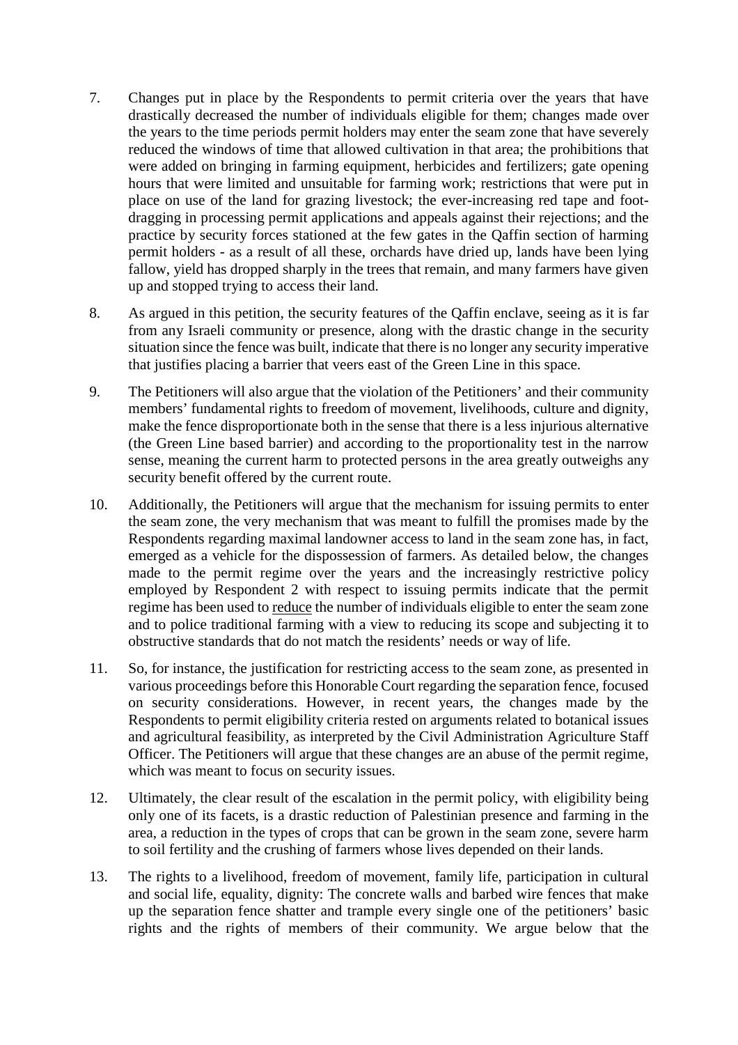7. Changes put in place by the Respondents to permit criteria over the years that have drastically decreased the number of individuals eligible for them; changes made over the years to the time periods permit holders may enter the seam zone that have severely reduced the windows of time that allowed cultivation in that area; the prohibitions that were added on bringing in farming equipment, herbicides and fertilizers; gate opening hours that were limited and unsuitable for farming work; restrictions that were put in place on use of the land for grazing livestock; the ever-increasing red tape and foot-dragging in processing permit applications and appeals against their rejections; and the practice by security forces stationed at the few gates in the Qaffin section of harming permit holders - as a result of all these, orchards have dried up, lands have been lying fallow, yield has dropped sharply in the trees that remain, and many farmers have given up and stopped trying to access their land.

8. As argued in this petition, the security features of the Qaffin enclave, seeing as it is far from any Israeli community or presence, along with the drastic change in the security situation since the fence was built, indicate that there is no longer any security imperative that justifies placing a barrier that veers east of the Green Line in this space.

9. The Petitioners will also argue that the violation of the Petitioners' and their community members' fundamental rights to freedom of movement, livelihoods, culture and dignity, make the fence disproportionate both in the sense that there is a less injurious alternative (the Green Line based barrier) and according to the proportionality test in the narrow sense, meaning the current harm to protected persons in the area greatly outweighs any security benefit offered by the current route.

10. Additionally, the Petitioners will argue that the mechanism for issuing permits to enter the seam zone, the very mechanism that was meant to fulfill the promises made by the Respondents regarding maximal landowner access to land in the seam zone has, in fact, emerged as a vehicle for the dispossession of farmers. As detailed below, the changes made to the permit regime over the years and the increasingly restrictive policy employed by Respondent 2 with respect to issuing permits indicate that the permit regime has been used to <u>reduce</u> the number of individuals eligible to enter the seam zone and to police traditional farming with a view to reducing its scope and subjecting it to obstructive standards that do not match the residents' needs or way of life.

11. So, for instance, the justification for restricting access to the seam zone, as presented in various proceedings before this Honorable Court regarding the separation fence, focused on security considerations. However, in recent years, the changes made by the Respondents to permit eligibility criteria rested on arguments related to botanical issues and agricultural feasibility, as interpreted by the Civil Administration Agriculture Staff Officer. The Petitioners will argue that these changes are an abuse of the permit regime, which was meant to focus on security issues.

12. Ultimately, the clear result of the escalation in the permit policy, with eligibility being only one of its facets, is a drastic reduction of Palestinian presence and farming in the area, a reduction in the types of crops that can be grown in the seam zone, severe harm to soil fertility and the crushing of farmers whose lives depended on their lands.

13. The rights to a livelihood, freedom of movement, family life, participation in cultural and social life, equality, dignity: The concrete walls and barbed wire fences that make up the separation fence shatter and trample every single one of the petitioners' basic rights and the rights of members of their community. We argue below that the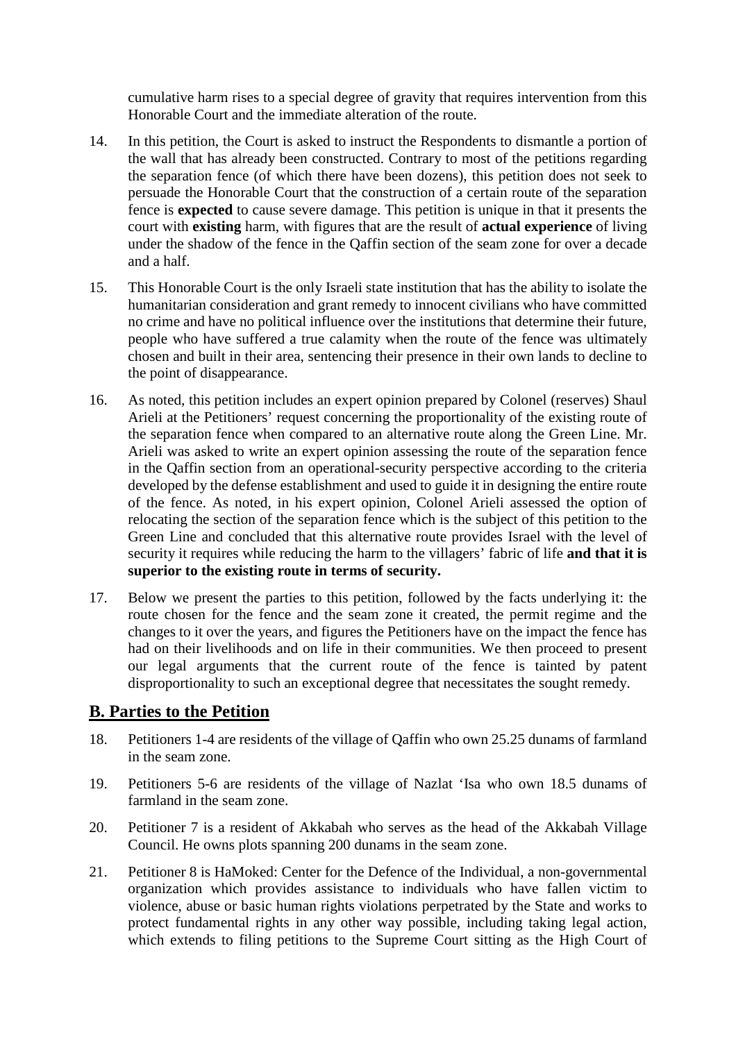cumulative harm rises to a special degree of gravity that requires intervention from this Honorable Court and the immediate alteration of the route.

14. In this petition, the Court is asked to instruct the Respondents to dismantle a portion of the wall that has already been constructed. Contrary to most of the petitions regarding the separation fence (of which there have been dozens), this petition does not seek to persuade the Honorable Court that the construction of a certain route of the separation fence is **expected** to cause severe damage. This petition is unique in that it presents the court with **existing** harm, with figures that are the result of **actual experience** of living under the shadow of the fence in the Qaffin section of the seam zone for over a decade and a half.

15. This Honorable Court is the only Israeli state institution that has the ability to isolate the humanitarian consideration and grant remedy to innocent civilians who have committed no crime and have no political influence over the institutions that determine their future, people who have suffered a true calamity when the route of the fence was ultimately chosen and built in their area, sentencing their presence in their own lands to decline to the point of disappearance.

16. As noted, this petition includes an expert opinion prepared by Colonel (reserves) Shaul Arieli at the Petitioners' request concerning the proportionality of the existing route of the separation fence when compared to an alternative route along the Green Line. Mr. Arieli was asked to write an expert opinion assessing the route of the separation fence in the Qaffin section from an operational-security perspective according to the criteria developed by the defense establishment and used to guide it in designing the entire route of the fence. As noted, in his expert opinion, Colonel Arieli assessed the option of relocating the section of the separation fence which is the subject of this petition to the Green Line and concluded that this alternative route provides Israel with the level of security it requires while reducing the harm to the villagers' fabric of life **and that it is superior to the existing route in terms of security.**

17. Below we present the parties to this petition, followed by the facts underlying it: the route chosen for the fence and the seam zone it created, the permit regime and the changes to it over the years, and figures the Petitioners have on the impact the fence has had on their livelihoods and on life in their communities. We then proceed to present our legal arguments that the current route of the fence is tainted by patent disproportionality to such an exceptional degree that necessitates the sought remedy.

## B. Parties to the Petition

18. Petitioners 1-4 are residents of the village of Qaffin who own 25.25 dunams of farmland in the seam zone.

19. Petitioners 5-6 are residents of the village of Nazlat 'Isa who own 18.5 dunams of farmland in the seam zone.

20. Petitioner 7 is a resident of Akkabah who serves as the head of the Akkabah Village Council. He owns plots spanning 200 dunams in the seam zone.

21. Petitioner 8 is HaMoked: Center for the Defence of the Individual, a non-governmental organization which provides assistance to individuals who have fallen victim to violence, abuse or basic human rights violations perpetrated by the State and works to protect fundamental rights in any other way possible, including taking legal action, which extends to filing petitions to the Supreme Court sitting as the High Court of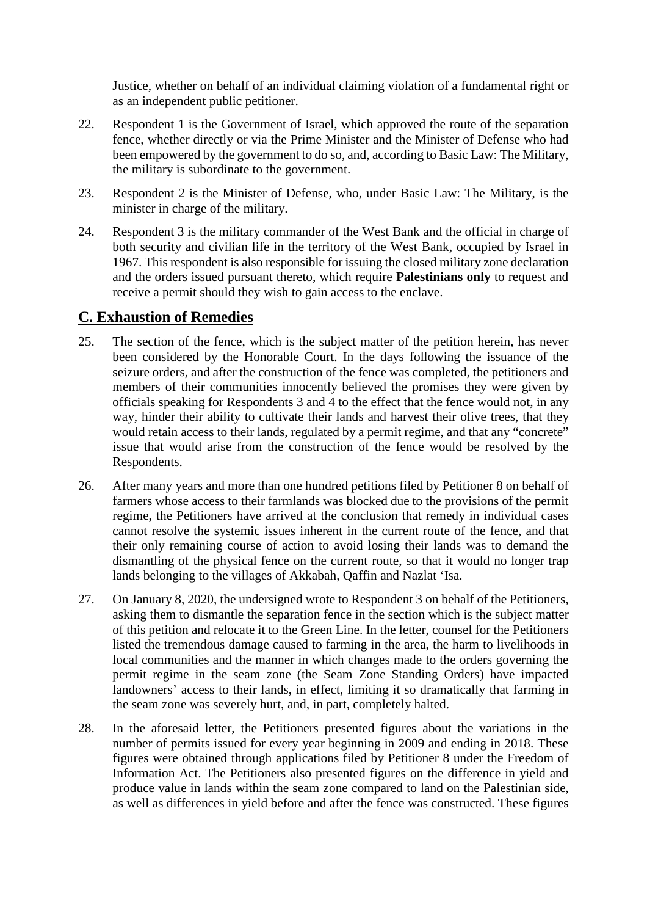Justice, whether on behalf of an individual claiming violation of a fundamental right or as an independent public petitioner.

22. Respondent 1 is the Government of Israel, which approved the route of the separation fence, whether directly or via the Prime Minister and the Minister of Defense who had been empowered by the government to do so, and, according to Basic Law: The Military, the military is subordinate to the government.

23. Respondent 2 is the Minister of Defense, who, under Basic Law: The Military, is the minister in charge of the military.

24. Respondent 3 is the military commander of the West Bank and the official in charge of both security and civilian life in the territory of the West Bank, occupied by Israel in 1967. This respondent is also responsible for issuing the closed military zone declaration and the orders issued pursuant thereto, which require **Palestinians only** to request and receive a permit should they wish to gain access to the enclave.

## C. Exhaustion of Remedies

25. The section of the fence, which is the subject matter of the petition herein, has never been considered by the Honorable Court. In the days following the issuance of the seizure orders, and after the construction of the fence was completed, the petitioners and members of their communities innocently believed the promises they were given by officials speaking for Respondents 3 and 4 to the effect that the fence would not, in any way, hinder their ability to cultivate their lands and harvest their olive trees, that they would retain access to their lands, regulated by a permit regime, and that any "concrete" issue that would arise from the construction of the fence would be resolved by the Respondents.

26. After many years and more than one hundred petitions filed by Petitioner 8 on behalf of farmers whose access to their farmlands was blocked due to the provisions of the permit regime, the Petitioners have arrived at the conclusion that remedy in individual cases cannot resolve the systemic issues inherent in the current route of the fence, and that their only remaining course of action to avoid losing their lands was to demand the dismantling of the physical fence on the current route, so that it would no longer trap lands belonging to the villages of Akkabah, Qaffin and Nazlat 'Isa.

27. On January 8, 2020, the undersigned wrote to Respondent 3 on behalf of the Petitioners, asking them to dismantle the separation fence in the section which is the subject matter of this petition and relocate it to the Green Line. In the letter, counsel for the Petitioners listed the tremendous damage caused to farming in the area, the harm to livelihoods in local communities and the manner in which changes made to the orders governing the permit regime in the seam zone (the Seam Zone Standing Orders) have impacted landowners' access to their lands, in effect, limiting it so dramatically that farming in the seam zone was severely hurt, and, in part, completely halted.

28. In the aforesaid letter, the Petitioners presented figures about the variations in the number of permits issued for every year beginning in 2009 and ending in 2018. These figures were obtained through applications filed by Petitioner 8 under the Freedom of Information Act. The Petitioners also presented figures on the difference in yield and produce value in lands within the seam zone compared to land on the Palestinian side, as well as differences in yield before and after the fence was constructed. These figures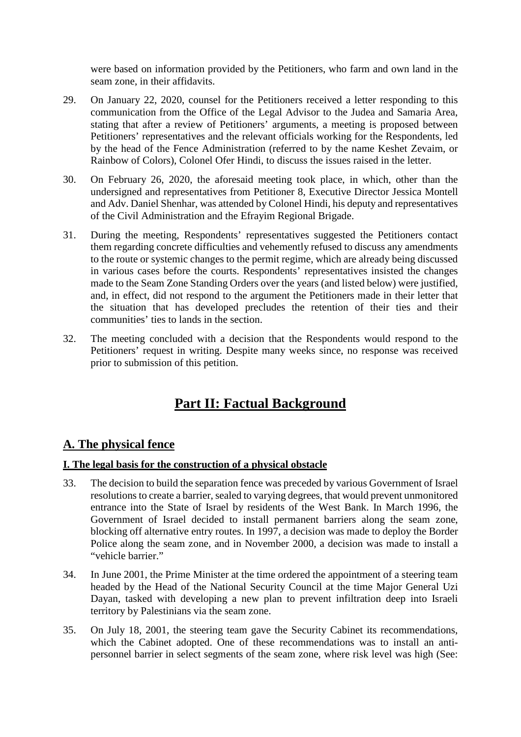were based on information provided by the Petitioners, who farm and own land in the seam zone, in their affidavits.

29. On January 22, 2020, counsel for the Petitioners received a letter responding to this communication from the Office of the Legal Advisor to the Judea and Samaria Area, stating that after a review of Petitioners' arguments, a meeting is proposed between Petitioners' representatives and the relevant officials working for the Respondents, led by the head of the Fence Administration (referred to by the name Keshet Zevaim, or Rainbow of Colors), Colonel Ofer Hindi, to discuss the issues raised in the letter.

30. On February 26, 2020, the aforesaid meeting took place, in which, other than the undersigned and representatives from Petitioner 8, Executive Director Jessica Montell and Adv. Daniel Shenhar, was attended by Colonel Hindi, his deputy and representatives of the Civil Administration and the Efrayim Regional Brigade.

31. During the meeting, Respondents' representatives suggested the Petitioners contact them regarding concrete difficulties and vehemently refused to discuss any amendments to the route or systemic changes to the permit regime, which are already being discussed in various cases before the courts. Respondents' representatives insisted the changes made to the Seam Zone Standing Orders over the years (and listed below) were justified, and, in effect, did not respond to the argument the Petitioners made in their letter that the situation that has developed precludes the retention of their ties and their communities' ties to lands in the section.

32. The meeting concluded with a decision that the Respondents would respond to the Petitioners' request in writing. Despite many weeks since, no response was received prior to submission of this petition.

# Part II: Factual Background

## A. The physical fence

### I. The legal basis for the construction of a physical obstacle

33. The decision to build the separation fence was preceded by various Government of Israel resolutions to create a barrier, sealed to varying degrees, that would prevent unmonitored entrance into the State of Israel by residents of the West Bank. In March 1996, the Government of Israel decided to install permanent barriers along the seam zone, blocking off alternative entry routes. In 1997, a decision was made to deploy the Border Police along the seam zone, and in November 2000, a decision was made to install a "vehicle barrier."

34. In June 2001, the Prime Minister at the time ordered the appointment of a steering team headed by the Head of the National Security Council at the time Major General Uzi Dayan, tasked with developing a new plan to prevent infiltration deep into Israeli territory by Palestinians via the seam zone.

35. On July 18, 2001, the steering team gave the Security Cabinet its recommendations, which the Cabinet adopted. One of these recommendations was to install an anti-personnel barrier in select segments of the seam zone, where risk level was high (See: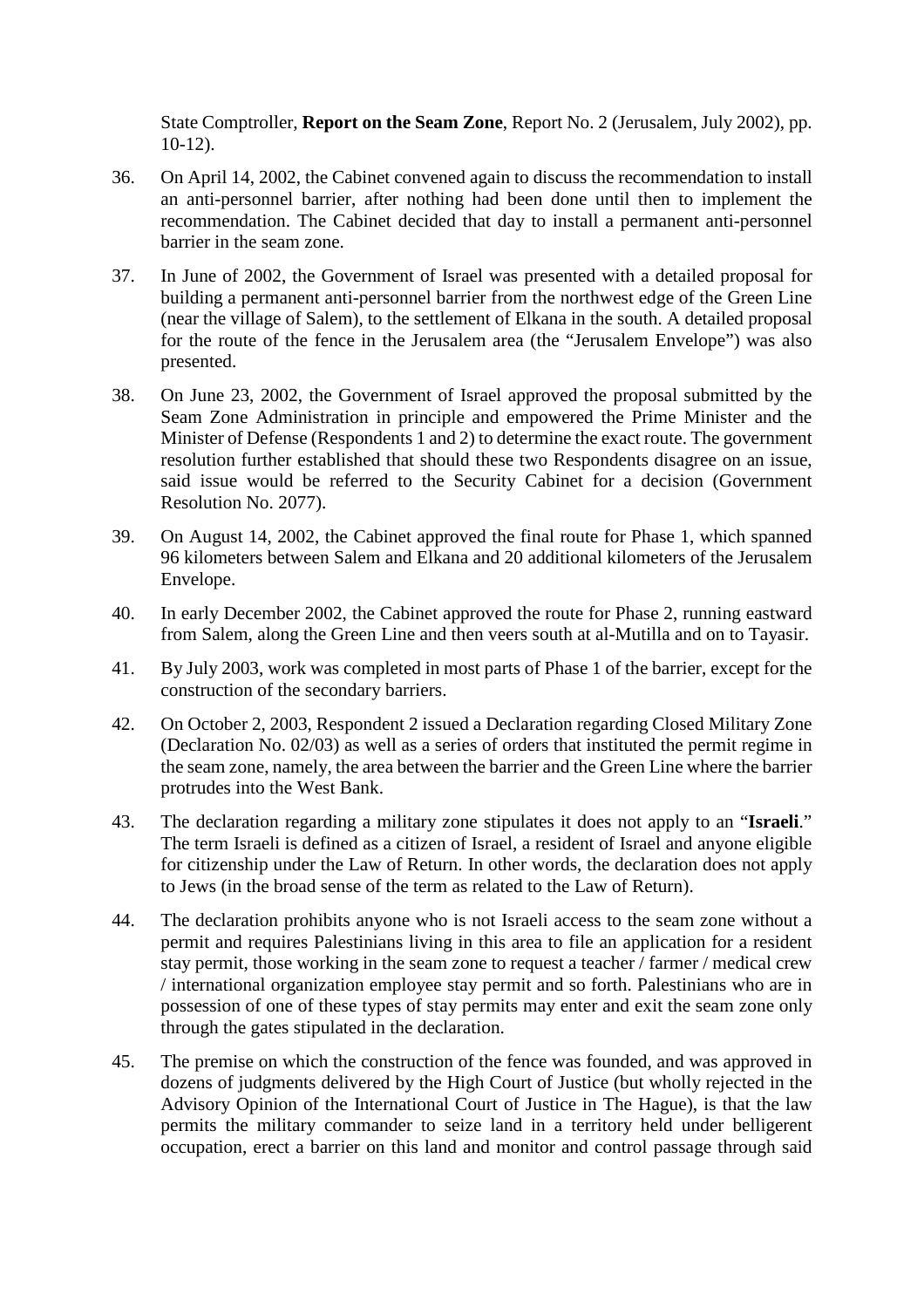State Comptroller, **Report on the Seam Zone**, Report No. 2 (Jerusalem, July 2002), pp. 10-12).

36. On April 14, 2002, the Cabinet convened again to discuss the recommendation to install an anti-personnel barrier, after nothing had been done until then to implement the recommendation. The Cabinet decided that day to install a permanent anti-personnel barrier in the seam zone.

37. In June of 2002, the Government of Israel was presented with a detailed proposal for building a permanent anti-personnel barrier from the northwest edge of the Green Line (near the village of Salem), to the settlement of Elkana in the south. A detailed proposal for the route of the fence in the Jerusalem area (the "Jerusalem Envelope") was also presented.

38. On June 23, 2002, the Government of Israel approved the proposal submitted by the Seam Zone Administration in principle and empowered the Prime Minister and the Minister of Defense (Respondents 1 and 2) to determine the exact route. The government resolution further established that should these two Respondents disagree on an issue, said issue would be referred to the Security Cabinet for a decision (Government Resolution No. 2077).

39. On August 14, 2002, the Cabinet approved the final route for Phase 1, which spanned 96 kilometers between Salem and Elkana and 20 additional kilometers of the Jerusalem Envelope.

40. In early December 2002, the Cabinet approved the route for Phase 2, running eastward from Salem, along the Green Line and then veers south at al-Mutilla and on to Tayasir.

41. By July 2003, work was completed in most parts of Phase 1 of the barrier, except for the construction of the secondary barriers.

42. On October 2, 2003, Respondent 2 issued a Declaration regarding Closed Military Zone (Declaration No. 02/03) as well as a series of orders that instituted the permit regime in the seam zone, namely, the area between the barrier and the Green Line where the barrier protrudes into the West Bank.

43. The declaration regarding a military zone stipulates it does not apply to an "**Israeli**." The term Israeli is defined as a citizen of Israel, a resident of Israel and anyone eligible for citizenship under the Law of Return. In other words, the declaration does not apply to Jews (in the broad sense of the term as related to the Law of Return).

44. The declaration prohibits anyone who is not Israeli access to the seam zone without a permit and requires Palestinians living in this area to file an application for a resident stay permit, those working in the seam zone to request a teacher / farmer / medical crew / international organization employee stay permit and so forth. Palestinians who are in possession of one of these types of stay permits may enter and exit the seam zone only through the gates stipulated in the declaration.

45. The premise on which the construction of the fence was founded, and was approved in dozens of judgments delivered by the High Court of Justice (but wholly rejected in the Advisory Opinion of the International Court of Justice in The Hague), is that the law permits the military commander to seize land in a territory held under belligerent occupation, erect a barrier on this land and monitor and control passage through said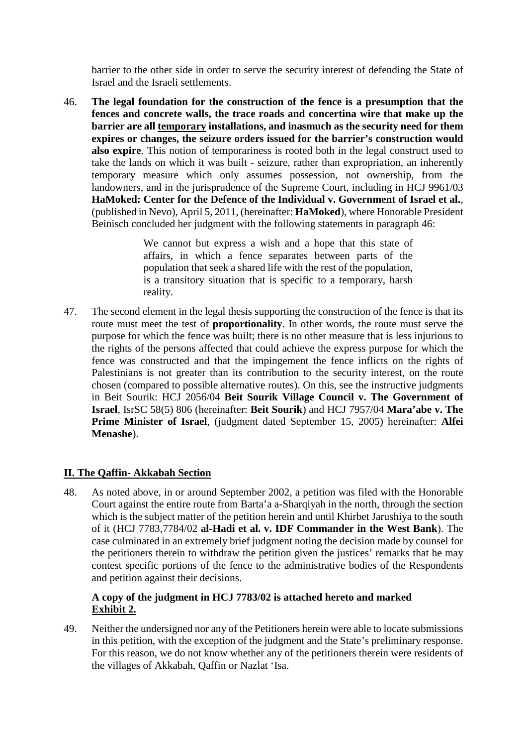barrier to the other side in order to serve the security interest of defending the State of Israel and the Israeli settlements.

46. **The legal foundation for the construction of the fence is a presumption that the fences and concrete walls, the trace roads and concertina wire that make up the barrier are all <u>temporary</u> installations, and inasmuch as the security need for them expires or changes, the seizure orders issued for the barrier's construction would also expire**. This notion of temporariness is rooted both in the legal construct used to take the lands on which it was built - seizure, rather than expropriation, an inherently temporary measure which only assumes possession, not ownership, from the landowners, and in the jurisprudence of the Supreme Court, including in HCJ 9961/03 **HaMoked: Center for the Defence of the Individual v. Government of Israel et al.**, (published in Nevo), April 5, 2011, (hereinafter: **HaMoked**), where Honorable President Beinisch concluded her judgment with the following statements in paragraph 46:

> We cannot but express a wish and a hope that this state of affairs, in which a fence separates between parts of the population that seek a shared life with the rest of the population, is a transitory situation that is specific to a temporary, harsh reality.

47. The second element in the legal thesis supporting the construction of the fence is that its route must meet the test of **proportionality**. In other words, the route must serve the purpose for which the fence was built; there is no other measure that is less injurious to the rights of the persons affected that could achieve the express purpose for which the fence was constructed and that the impingement the fence inflicts on the rights of Palestinians is not greater than its contribution to the security interest, on the route chosen (compared to possible alternative routes). On this, see the instructive judgments in Beit Sourik: HCJ 2056/04 **Beit Sourik Village Council v. The Government of Israel**, IsrSC 58(5) 806 (hereinafter: **Beit Sourik**) and HCJ 7957/04 **Mara'abe v. The Prime Minister of Israel**, (judgment dated September 15, 2005) hereinafter: **Alfei Menashe**).

## <u>II. The Qaffin- Akkabah Section</u>

48. As noted above, in or around September 2002, a petition was filed with the Honorable Court against the entire route from Barta'a a-Sharqiyah in the north, through the section which is the subject matter of the petition herein and until Khirbet Jarushiya to the south of it (HCJ 7783,7784/02 **al-Hadi et al. v. IDF Commander in the West Bank**). The case culminated in an extremely brief judgment noting the decision made by counsel for the petitioners therein to withdraw the petition given the justices' remarks that he may contest specific portions of the fence to the administrative bodies of the Respondents and petition against their decisions.

    **A copy of the judgment in HCJ 7783/02 is attached hereto and marked <u>Exhibit 2.</u>**

49. Neither the undersigned nor any of the Petitioners herein were able to locate submissions in this petition, with the exception of the judgment and the State's preliminary response. For this reason, we do not know whether any of the petitioners therein were residents of the villages of Akkabah, Qaffin or Nazlat 'Isa.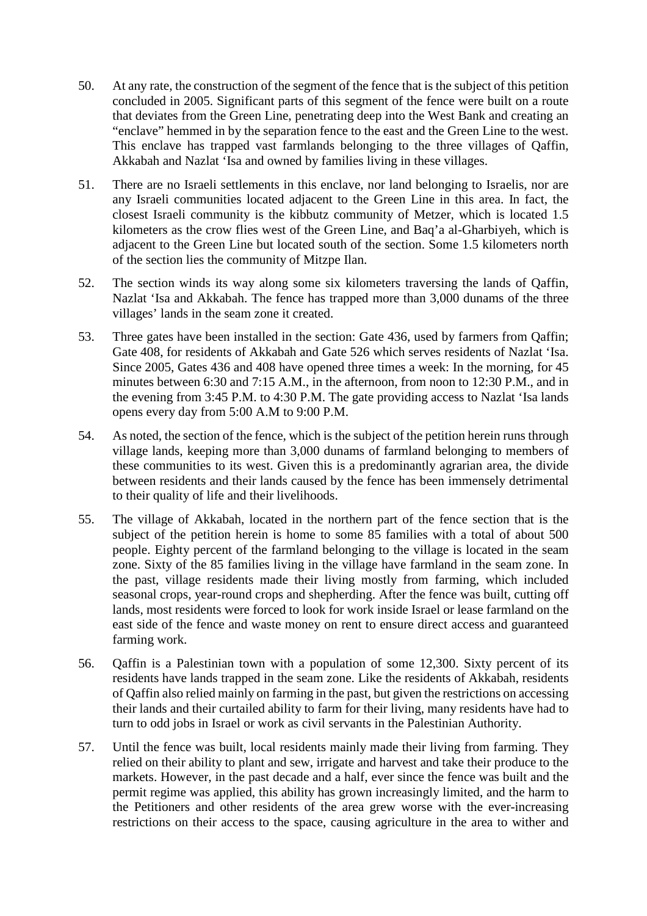50. At any rate, the construction of the segment of the fence that is the subject of this petition concluded in 2005. Significant parts of this segment of the fence were built on a route that deviates from the Green Line, penetrating deep into the West Bank and creating an "enclave" hemmed in by the separation fence to the east and the Green Line to the west. This enclave has trapped vast farmlands belonging to the three villages of Qaffin, Akkabah and Nazlat 'Isa and owned by families living in these villages.

51. There are no Israeli settlements in this enclave, nor land belonging to Israelis, nor are any Israeli communities located adjacent to the Green Line in this area. In fact, the closest Israeli community is the kibbutz community of Metzer, which is located 1.5 kilometers as the crow flies west of the Green Line, and Baq'a al-Gharbiyeh, which is adjacent to the Green Line but located south of the section. Some 1.5 kilometers north of the section lies the community of Mitzpe Ilan.

52. The section winds its way along some six kilometers traversing the lands of Qaffin, Nazlat 'Isa and Akkabah. The fence has trapped more than 3,000 dunams of the three villages' lands in the seam zone it created.

53. Three gates have been installed in the section: Gate 436, used by farmers from Qaffin; Gate 408, for residents of Akkabah and Gate 526 which serves residents of Nazlat 'Isa. Since 2005, Gates 436 and 408 have opened three times a week: In the morning, for 45 minutes between 6:30 and 7:15 A.M., in the afternoon, from noon to 12:30 P.M., and in the evening from 3:45 P.M. to 4:30 P.M. The gate providing access to Nazlat 'Isa lands opens every day from 5:00 A.M to 9:00 P.M.

54. As noted, the section of the fence, which is the subject of the petition herein runs through village lands, keeping more than 3,000 dunams of farmland belonging to members of these communities to its west. Given this is a predominantly agrarian area, the divide between residents and their lands caused by the fence has been immensely detrimental to their quality of life and their livelihoods.

55. The village of Akkabah, located in the northern part of the fence section that is the subject of the petition herein is home to some 85 families with a total of about 500 people. Eighty percent of the farmland belonging to the village is located in the seam zone. Sixty of the 85 families living in the village have farmland in the seam zone. In the past, village residents made their living mostly from farming, which included seasonal crops, year-round crops and shepherding. After the fence was built, cutting off lands, most residents were forced to look for work inside Israel or lease farmland on the east side of the fence and waste money on rent to ensure direct access and guaranteed farming work.

56. Qaffin is a Palestinian town with a population of some 12,300. Sixty percent of its residents have lands trapped in the seam zone. Like the residents of Akkabah, residents of Qaffin also relied mainly on farming in the past, but given the restrictions on accessing their lands and their curtailed ability to farm for their living, many residents have had to turn to odd jobs in Israel or work as civil servants in the Palestinian Authority.

57. Until the fence was built, local residents mainly made their living from farming. They relied on their ability to plant and sew, irrigate and harvest and take their produce to the markets. However, in the past decade and a half, ever since the fence was built and the permit regime was applied, this ability has grown increasingly limited, and the harm to the Petitioners and other residents of the area grew worse with the ever-increasing restrictions on their access to the space, causing agriculture in the area to wither and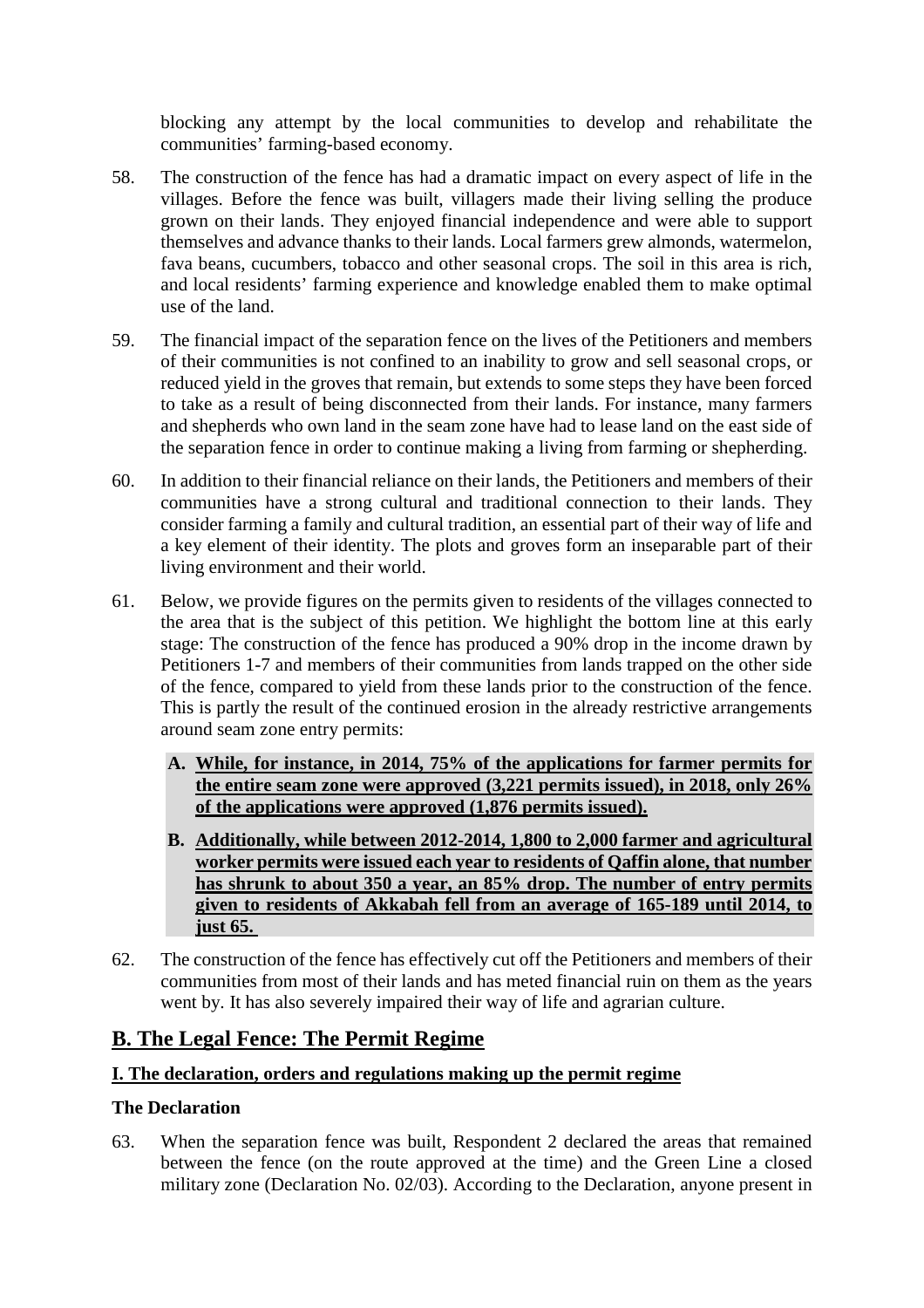blocking any attempt by the local communities to develop and rehabilitate the communities' farming-based economy.

58. The construction of the fence has had a dramatic impact on every aspect of life in the villages. Before the fence was built, villagers made their living selling the produce grown on their lands. They enjoyed financial independence and were able to support themselves and advance thanks to their lands. Local farmers grew almonds, watermelon, fava beans, cucumbers, tobacco and other seasonal crops. The soil in this area is rich, and local residents' farming experience and knowledge enabled them to make optimal use of the land.

59. The financial impact of the separation fence on the lives of the Petitioners and members of their communities is not confined to an inability to grow and sell seasonal crops, or reduced yield in the groves that remain, but extends to some steps they have been forced to take as a result of being disconnected from their lands. For instance, many farmers and shepherds who own land in the seam zone have had to lease land on the east side of the separation fence in order to continue making a living from farming or shepherding.

60. In addition to their financial reliance on their lands, the Petitioners and members of their communities have a strong cultural and traditional connection to their lands. They consider farming a family and cultural tradition, an essential part of their way of life and a key element of their identity. The plots and groves form an inseparable part of their living environment and their world.

61. Below, we provide figures on the permits given to residents of the villages connected to the area that is the subject of this petition. We highlight the bottom line at this early stage: The construction of the fence has produced a 90% drop in the income drawn by Petitioners 1-7 and members of their communities from lands trapped on the other side of the fence, compared to yield from these lands prior to the construction of the fence. This is partly the result of the continued erosion in the already restrictive arrangements around seam zone entry permits:

   **A. <u>While, for instance, in 2014, 75% of the applications for farmer permits for the entire seam zone were approved (3,221 permits issued), in 2018, only 26% of the applications were approved (1,876 permits issued).</u>**

   **B. <u>Additionally, while between 2012-2014, 1,800 to 2,000 farmer and agricultural worker permits were issued each year to residents of Qaffin alone, that number has shrunk to about 350 a year, an 85% drop. The number of entry permits given to residents of Akkabah fell from an average of 165-189 until 2014, to just 65.</u>**

62. The construction of the fence has effectively cut off the Petitioners and members of their communities from most of their lands and has meted financial ruin on them as the years went by. It has also severely impaired their way of life and agrarian culture.

## <u>B. The Legal Fence: The Permit Regime</u>

### <u>I. The declaration, orders and regulations making up the permit regime</u>

#### The Declaration

63. When the separation fence was built, Respondent 2 declared the areas that remained between the fence (on the route approved at the time) and the Green Line a closed military zone (Declaration No. 02/03). According to the Declaration, anyone present in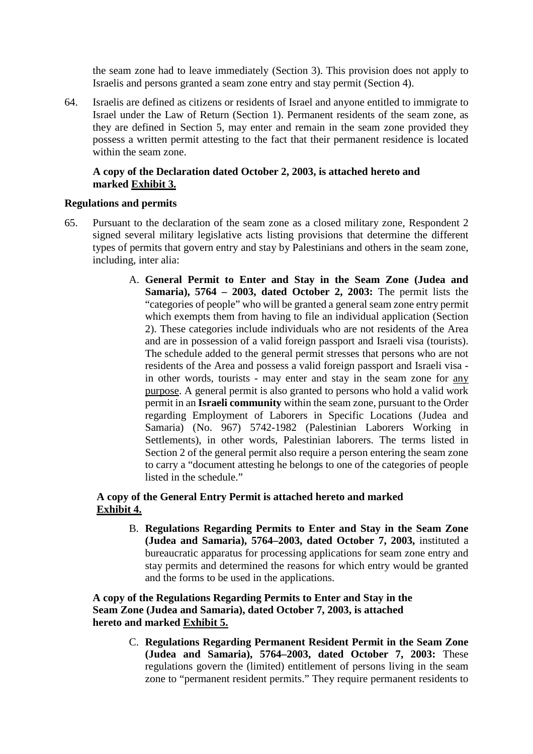the seam zone had to leave immediately (Section 3). This provision does not apply to Israelis and persons granted a seam zone entry and stay permit (Section 4).

64. Israelis are defined as citizens or residents of Israel and anyone entitled to immigrate to Israel under the Law of Return (Section 1). Permanent residents of the seam zone, as they are defined in Section 5, may enter and remain in the seam zone provided they possess a written permit attesting to the fact that their permanent residence is located within the seam zone.

**A copy of the Declaration dated October 2, 2003, is attached hereto and marked Exhibit 3.**

**Regulations and permits**

65. Pursuant to the declaration of the seam zone as a closed military zone, Respondent 2 signed several military legislative acts listing provisions that determine the different types of permits that govern entry and stay by Palestinians and others in the seam zone, including, inter alia:

    A. **General Permit to Enter and Stay in the Seam Zone (Judea and Samaria), 5764 – 2003, dated October 2, 2003:** The permit lists the "categories of people" who will be granted a general seam zone entry permit which exempts them from having to file an individual application (Section 2). These categories include individuals who are not residents of the Area and are in possession of a valid foreign passport and Israeli visa (tourists). The schedule added to the general permit stresses that persons who are not residents of the Area and possess a valid foreign passport and Israeli visa - in other words, tourists - may enter and stay in the seam zone for any purpose. A general permit is also granted to persons who hold a valid work permit in an **Israeli community** within the seam zone, pursuant to the Order regarding Employment of Laborers in Specific Locations (Judea and Samaria) (No. 967) 5742-1982 (Palestinian Laborers Working in Settlements), in other words, Palestinian laborers. The terms listed in Section 2 of the general permit also require a person entering the seam zone to carry a "document attesting he belongs to one of the categories of people listed in the schedule."

**A copy of the General Entry Permit is attached hereto and marked Exhibit 4.**

    B. **Regulations Regarding Permits to Enter and Stay in the Seam Zone (Judea and Samaria), 5764–2003, dated October 7, 2003,** instituted a bureaucratic apparatus for processing applications for seam zone entry and stay permits and determined the reasons for which entry would be granted and the forms to be used in the applications.

**A copy of the Regulations Regarding Permits to Enter and Stay in the Seam Zone (Judea and Samaria), dated October 7, 2003, is attached hereto and marked Exhibit 5.**

    C. **Regulations Regarding Permanent Resident Permit in the Seam Zone (Judea and Samaria), 5764–2003, dated October 7, 2003:** These regulations govern the (limited) entitlement of persons living in the seam zone to "permanent resident permits." They require permanent residents to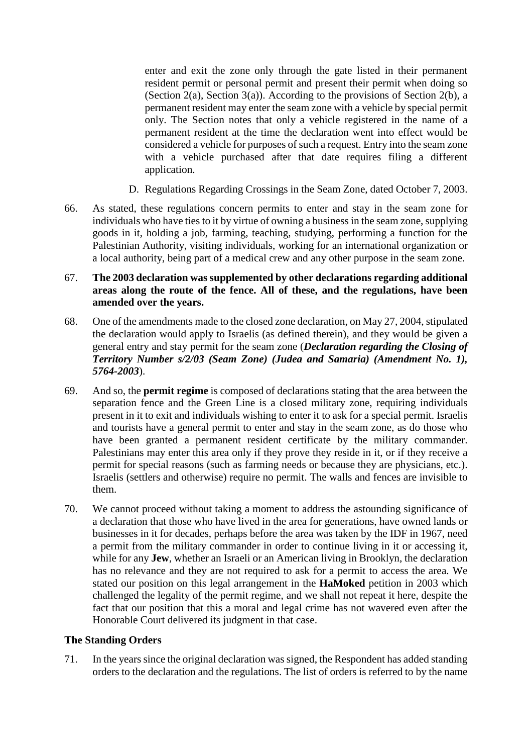enter and exit the zone only through the gate listed in their permanent resident permit or personal permit and present their permit when doing so (Section 2(a), Section 3(a)). According to the provisions of Section 2(b), a permanent resident may enter the seam zone with a vehicle by special permit only. The Section notes that only a vehicle registered in the name of a permanent resident at the time the declaration went into effect would be considered a vehicle for purposes of such a request. Entry into the seam zone with a vehicle purchased after that date requires filing a different application.

D. Regulations Regarding Crossings in the Seam Zone, dated October 7, 2003.

66. As stated, these regulations concern permits to enter and stay in the seam zone for individuals who have ties to it by virtue of owning a business in the seam zone, supplying goods in it, holding a job, farming, teaching, studying, performing a function for the Palestinian Authority, visiting individuals, working for an international organization or a local authority, being part of a medical crew and any other purpose in the seam zone.

67. **The 2003 declaration was supplemented by other declarations regarding additional areas along the route of the fence. All of these, and the regulations, have been amended over the years.**

68. One of the amendments made to the closed zone declaration, on May 27, 2004, stipulated the declaration would apply to Israelis (as defined therein), and they would be given a general entry and stay permit for the seam zone (***Declaration regarding the Closing of Territory Number s/2/03 (Seam Zone) (Judea and Samaria) (Amendment No. 1), 5764-2003***).

69. And so, the **permit regime** is composed of declarations stating that the area between the separation fence and the Green Line is a closed military zone, requiring individuals present in it to exit and individuals wishing to enter it to ask for a special permit. Israelis and tourists have a general permit to enter and stay in the seam zone, as do those who have been granted a permanent resident certificate by the military commander. Palestinians may enter this area only if they prove they reside in it, or if they receive a permit for special reasons (such as farming needs or because they are physicians, etc.). Israelis (settlers and otherwise) require no permit. The walls and fences are invisible to them.

70. We cannot proceed without taking a moment to address the astounding significance of a declaration that those who have lived in the area for generations, have owned lands or businesses in it for decades, perhaps before the area was taken by the IDF in 1967, need a permit from the military commander in order to continue living in it or accessing it, while for any **Jew**, whether an Israeli or an American living in Brooklyn, the declaration has no relevance and they are not required to ask for a permit to access the area. We stated our position on this legal arrangement in the **HaMoked** petition in 2003 which challenged the legality of the permit regime, and we shall not repeat it here, despite the fact that our position that this a moral and legal crime has not wavered even after the Honorable Court delivered its judgment in that case.

### The Standing Orders

71. In the years since the original declaration was signed, the Respondent has added standing orders to the declaration and the regulations. The list of orders is referred to by the name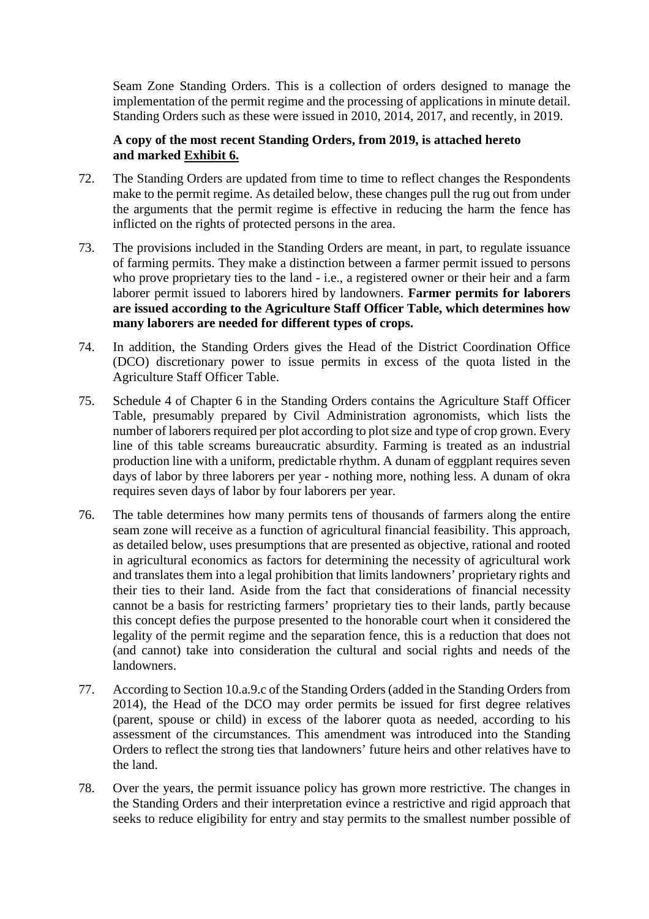Seam Zone Standing Orders. This is a collection of orders designed to manage the implementation of the permit regime and the processing of applications in minute detail. Standing Orders such as these were issued in 2010, 2014, 2017, and recently, in 2019.

**A copy of the most recent Standing Orders, from 2019, is attached hereto and marked Exhibit 6.**

72. The Standing Orders are updated from time to time to reflect changes the Respondents make to the permit regime. As detailed below, these changes pull the rug out from under the arguments that the permit regime is effective in reducing the harm the fence has inflicted on the rights of protected persons in the area.

73. The provisions included in the Standing Orders are meant, in part, to regulate issuance of farming permits. They make a distinction between a farmer permit issued to persons who prove proprietary ties to the land - i.e., a registered owner or their heir and a farm laborer permit issued to laborers hired by landowners. **Farmer permits for laborers are issued according to the Agriculture Staff Officer Table, which determines how many laborers are needed for different types of crops.**

74. In addition, the Standing Orders gives the Head of the District Coordination Office (DCO) discretionary power to issue permits in excess of the quota listed in the Agriculture Staff Officer Table.

75. Schedule 4 of Chapter 6 in the Standing Orders contains the Agriculture Staff Officer Table, presumably prepared by Civil Administration agronomists, which lists the number of laborers required per plot according to plot size and type of crop grown. Every line of this table screams bureaucratic absurdity. Farming is treated as an industrial production line with a uniform, predictable rhythm. A dunam of eggplant requires seven days of labor by three laborers per year - nothing more, nothing less. A dunam of okra requires seven days of labor by four laborers per year.

76. The table determines how many permits tens of thousands of farmers along the entire seam zone will receive as a function of agricultural financial feasibility. This approach, as detailed below, uses presumptions that are presented as objective, rational and rooted in agricultural economics as factors for determining the necessity of agricultural work and translates them into a legal prohibition that limits landowners' proprietary rights and their ties to their land. Aside from the fact that considerations of financial necessity cannot be a basis for restricting farmers' proprietary ties to their lands, partly because this concept defies the purpose presented to the honorable court when it considered the legality of the permit regime and the separation fence, this is a reduction that does not (and cannot) take into consideration the cultural and social rights and needs of the landowners.

77. According to Section 10.a.9.c of the Standing Orders (added in the Standing Orders from 2014), the Head of the DCO may order permits be issued for first degree relatives (parent, spouse or child) in excess of the laborer quota as needed, according to his assessment of the circumstances. This amendment was introduced into the Standing Orders to reflect the strong ties that landowners' future heirs and other relatives have to the land.

78. Over the years, the permit issuance policy has grown more restrictive. The changes in the Standing Orders and their interpretation evince a restrictive and rigid approach that seeks to reduce eligibility for entry and stay permits to the smallest number possible of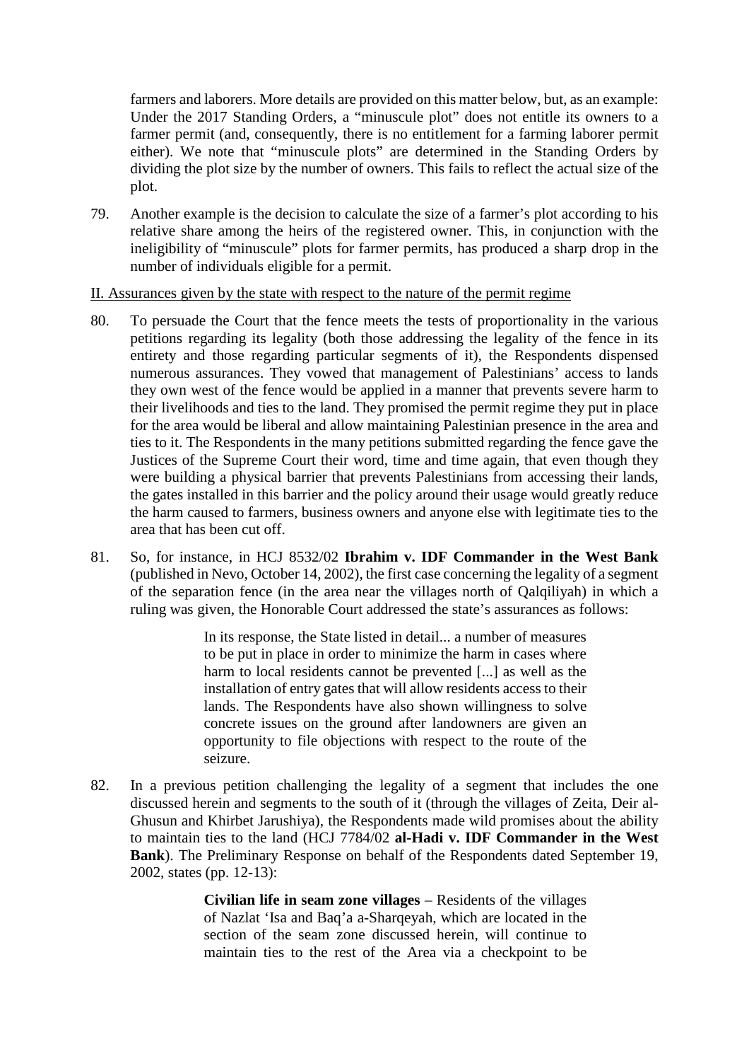farmers and laborers. More details are provided on this matter below, but, as an example: Under the 2017 Standing Orders, a "minuscule plot" does not entitle its owners to a farmer permit (and, consequently, there is no entitlement for a farming laborer permit either). We note that "minuscule plots" are determined in the Standing Orders by dividing the plot size by the number of owners. This fails to reflect the actual size of the plot.

79. Another example is the decision to calculate the size of a farmer's plot according to his relative share among the heirs of the registered owner. This, in conjunction with the ineligibility of "minuscule" plots for farmer permits, has produced a sharp drop in the number of individuals eligible for a permit.

<u>II. Assurances given by the state with respect to the nature of the permit regime</u>

80. To persuade the Court that the fence meets the tests of proportionality in the various petitions regarding its legality (both those addressing the legality of the fence in its entirety and those regarding particular segments of it), the Respondents dispensed numerous assurances. They vowed that management of Palestinians' access to lands they own west of the fence would be applied in a manner that prevents severe harm to their livelihoods and ties to the land. They promised the permit regime they put in place for the area would be liberal and allow maintaining Palestinian presence in the area and ties to it. The Respondents in the many petitions submitted regarding the fence gave the Justices of the Supreme Court their word, time and time again, that even though they were building a physical barrier that prevents Palestinians from accessing their lands, the gates installed in this barrier and the policy around their usage would greatly reduce the harm caused to farmers, business owners and anyone else with legitimate ties to the area that has been cut off.

81. So, for instance, in HCJ 8532/02 **Ibrahim v. IDF Commander in the West Bank** (published in Nevo, October 14, 2002), the first case concerning the legality of a segment of the separation fence (in the area near the villages north of Qalqiliyah) in which a ruling was given, the Honorable Court addressed the state's assurances as follows:

> In its response, the State listed in detail... a number of measures to be put in place in order to minimize the harm in cases where harm to local residents cannot be prevented [...] as well as the installation of entry gates that will allow residents access to their lands. The Respondents have also shown willingness to solve concrete issues on the ground after landowners are given an opportunity to file objections with respect to the route of the seizure.

82. In a previous petition challenging the legality of a segment that includes the one discussed herein and segments to the south of it (through the villages of Zeita, Deir al-Ghusun and Khirbet Jarushiya), the Respondents made wild promises about the ability to maintain ties to the land (HCJ 7784/02 **al-Hadi v. IDF Commander in the West Bank**). The Preliminary Response on behalf of the Respondents dated September 19, 2002, states (pp. 12-13):

> **Civilian life in seam zone villages** – Residents of the villages of Nazlat 'Isa and Baq'a a-Sharqeyah, which are located in the section of the seam zone discussed herein, will continue to maintain ties to the rest of the Area via a checkpoint to be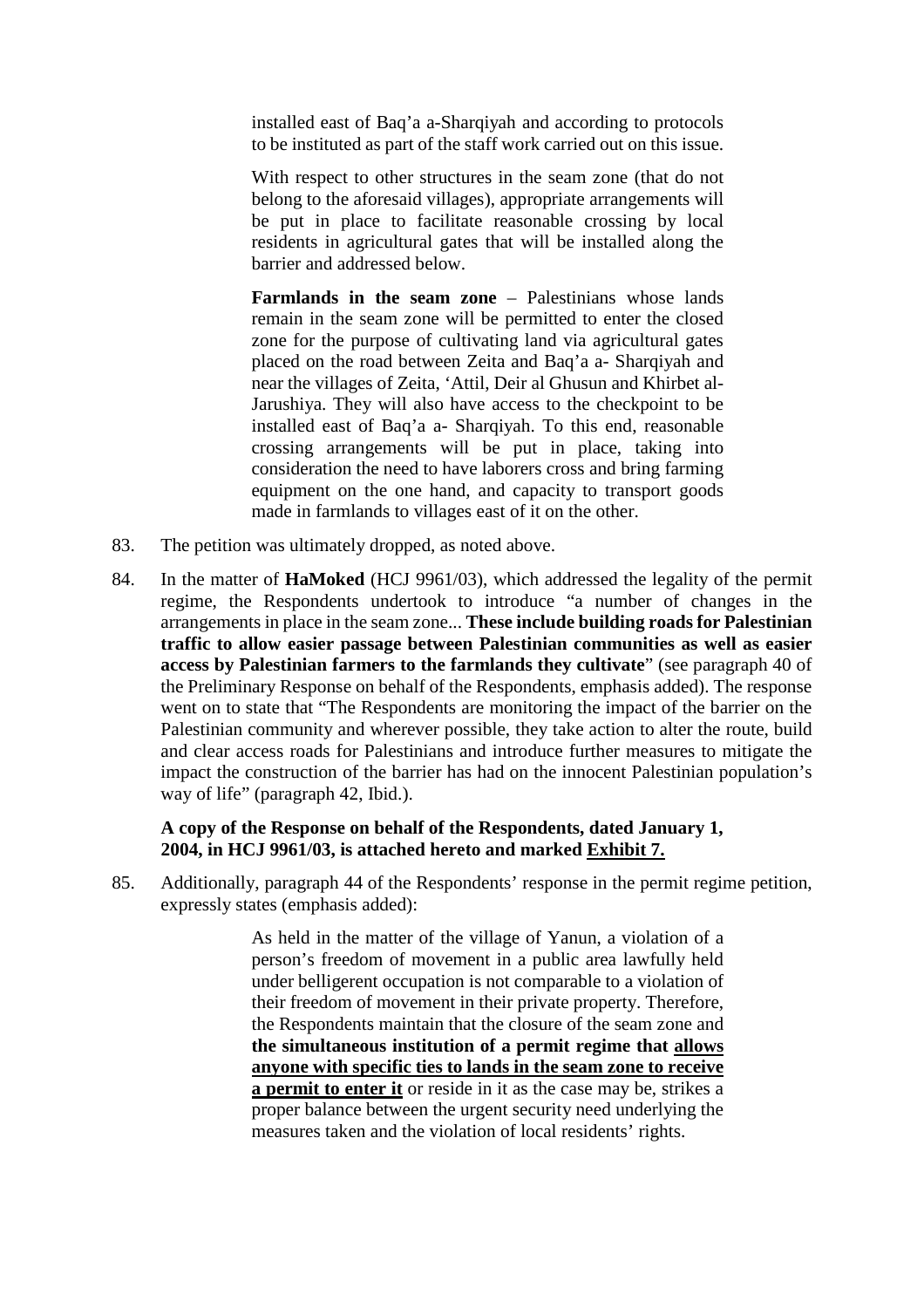> installed east of Baq'a a-Sharqiyah and according to protocols to be instituted as part of the staff work carried out on this issue.
>
> With respect to other structures in the seam zone (that do not belong to the aforesaid villages), appropriate arrangements will be put in place to facilitate reasonable crossing by local residents in agricultural gates that will be installed along the barrier and addressed below.
>
> **Farmlands in the seam zone** – Palestinians whose lands remain in the seam zone will be permitted to enter the closed zone for the purpose of cultivating land via agricultural gates placed on the road between Zeita and Baq'a a- Sharqiyah and near the villages of Zeita, 'Attil, Deir al Ghusun and Khirbet al-Jarushiya. They will also have access to the checkpoint to be installed east of Baq'a a- Sharqiyah. To this end, reasonable crossing arrangements will be put in place, taking into consideration the need to have laborers cross and bring farming equipment on the one hand, and capacity to transport goods made in farmlands to villages east of it on the other.

83. The petition was ultimately dropped, as noted above.

84. In the matter of **HaMoked** (HCJ 9961/03), which addressed the legality of the permit regime, the Respondents undertook to introduce "a number of changes in the arrangements in place in the seam zone... **These include building roads for Palestinian traffic to allow easier passage between Palestinian communities as well as easier access by Palestinian farmers to the farmlands they cultivate**" (see paragraph 40 of the Preliminary Response on behalf of the Respondents, emphasis added). The response went on to state that "The Respondents are monitoring the impact of the barrier on the Palestinian community and wherever possible, they take action to alter the route, build and clear access roads for Palestinians and introduce further measures to mitigate the impact the construction of the barrier has had on the innocent Palestinian population's way of life" (paragraph 42, Ibid.).

**A copy of the Response on behalf of the Respondents, dated January 1, 2004, in HCJ 9961/03, is attached hereto and marked <u>Exhibit 7.</u>**

85. Additionally, paragraph 44 of the Respondents' response in the permit regime petition, expressly states (emphasis added):

> As held in the matter of the village of Yanun, a violation of a person's freedom of movement in a public area lawfully held under belligerent occupation is not comparable to a violation of their freedom of movement in their private property. Therefore, the Respondents maintain that the closure of the seam zone and **the simultaneous institution of a permit regime that <u>allows anyone with specific ties to lands in the seam zone to receive a permit to enter it</u>** or reside in it as the case may be, strikes a proper balance between the urgent security need underlying the measures taken and the violation of local residents' rights.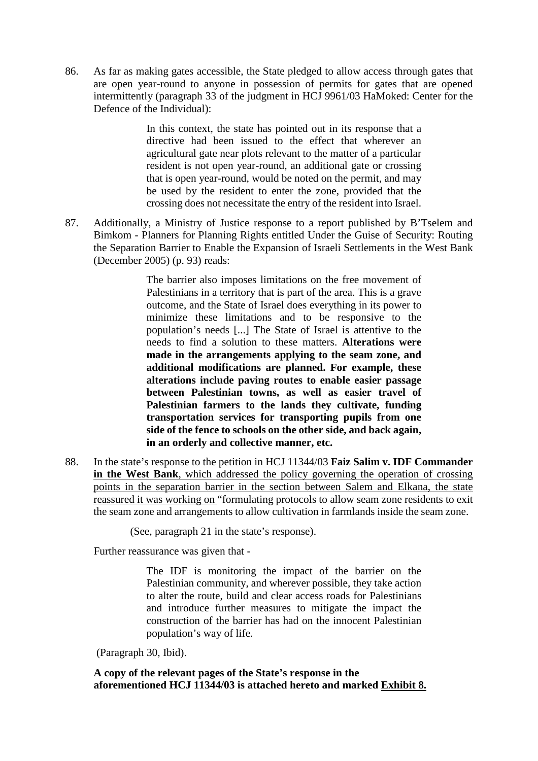86. As far as making gates accessible, the State pledged to allow access through gates that are open year-round to anyone in possession of permits for gates that are opened intermittently (paragraph 33 of the judgment in HCJ 9961/03 HaMoked: Center for the Defence of the Individual):

> In this context, the state has pointed out in its response that a directive had been issued to the effect that wherever an agricultural gate near plots relevant to the matter of a particular resident is not open year-round, an additional gate or crossing that is open year-round, would be noted on the permit, and may be used by the resident to enter the zone, provided that the crossing does not necessitate the entry of the resident into Israel.

87. Additionally, a Ministry of Justice response to a report published by B'Tselem and Bimkom - Planners for Planning Rights entitled Under the Guise of Security: Routing the Separation Barrier to Enable the Expansion of Israeli Settlements in the West Bank (December 2005) (p. 93) reads:

> The barrier also imposes limitations on the free movement of Palestinians in a territory that is part of the area. This is a grave outcome, and the State of Israel does everything in its power to minimize these limitations and to be responsive to the population's needs [...] The State of Israel is attentive to the needs to find a solution to these matters. **Alterations were made in the arrangements applying to the seam zone, and additional modifications are planned. For example, these alterations include paving routes to enable easier passage between Palestinian towns, as well as easier travel of Palestinian farmers to the lands they cultivate, funding transportation services for transporting pupils from one side of the fence to schools on the other side, and back again, in an orderly and collective manner, etc.**

88. <u>In the state's response to the petition in HCJ 11344/03 **Faiz Salim v. IDF Commander in the West Bank**, which addressed the policy governing the operation of crossing points in the separation barrier in the section between Salem and Elkana, the state reassured it was working on</u> "formulating protocols to allow seam zone residents to exit the seam zone and arrangements to allow cultivation in farmlands inside the seam zone.

(See, paragraph 21 in the state's response).

Further reassurance was given that -

> The IDF is monitoring the impact of the barrier on the Palestinian community, and wherever possible, they take action to alter the route, build and clear access roads for Palestinians and introduce further measures to mitigate the impact the construction of the barrier has had on the innocent Palestinian population's way of life.

(Paragraph 30, Ibid).

**A copy of the relevant pages of the State's response in the aforementioned HCJ 11344/03 is attached hereto and marked <u>Exhibit 8.</u>**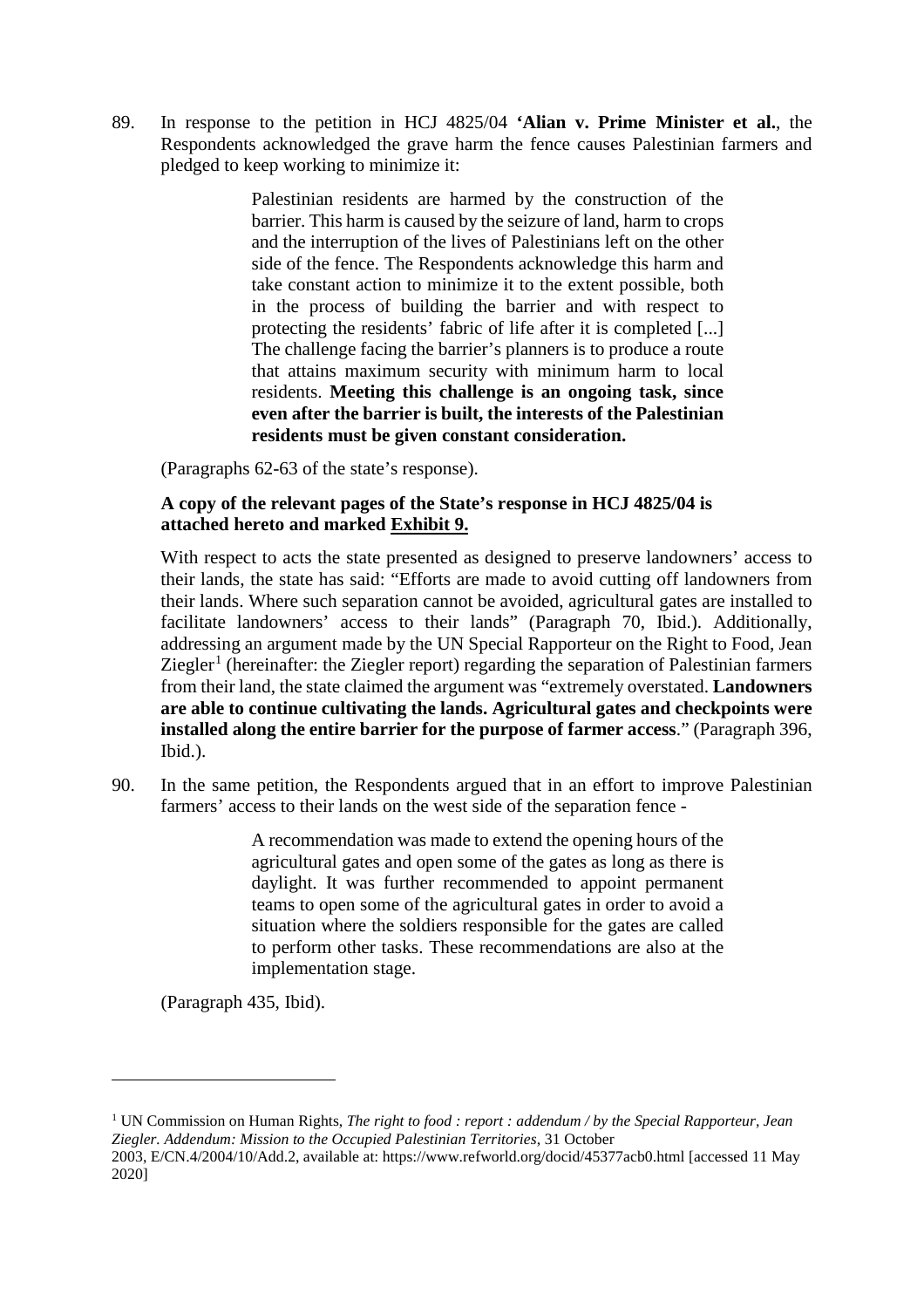89. In response to the petition in HCJ 4825/04 **'Alian v. Prime Minister et al.**, the Respondents acknowledged the grave harm the fence causes Palestinian farmers and pledged to keep working to minimize it:

> Palestinian residents are harmed by the construction of the barrier. This harm is caused by the seizure of land, harm to crops and the interruption of the lives of Palestinians left on the other side of the fence. The Respondents acknowledge this harm and take constant action to minimize it to the extent possible, both in the process of building the barrier and with respect to protecting the residents' fabric of life after it is completed [...] The challenge facing the barrier's planners is to produce a route that attains maximum security with minimum harm to local residents. **Meeting this challenge is an ongoing task, since even after the barrier is built, the interests of the Palestinian residents must be given constant consideration.**

(Paragraphs 62-63 of the state's response).

**A copy of the relevant pages of the State's response in HCJ 4825/04 is attached hereto and marked <u>Exhibit 9.</u>**

With respect to acts the state presented as designed to preserve landowners' access to their lands, the state has said: "Efforts are made to avoid cutting off landowners from their lands. Where such separation cannot be avoided, agricultural gates are installed to facilitate landowners' access to their lands" (Paragraph 70, Ibid.). Additionally, addressing an argument made by the UN Special Rapporteur on the Right to Food, Jean Ziegler[1] (hereinafter: the Ziegler report) regarding the separation of Palestinian farmers from their land, the state claimed the argument was "extremely overstated. **Landowners are able to continue cultivating the lands. Agricultural gates and checkpoints were installed along the entire barrier for the purpose of farmer access**." (Paragraph 396, Ibid.).

90. In the same petition, the Respondents argued that in an effort to improve Palestinian farmers' access to their lands on the west side of the separation fence -

> A recommendation was made to extend the opening hours of the agricultural gates and open some of the gates as long as there is daylight. It was further recommended to appoint permanent teams to open some of the agricultural gates in order to avoid a situation where the soldiers responsible for the gates are called to perform other tasks. These recommendations are also at the implementation stage.

(Paragraph 435, Ibid).

---

[1] UN Commission on Human Rights, *The right to food : report : addendum / by the Special Rapporteur, Jean Ziegler. Addendum: Mission to the Occupied Palestinian Territories*, 31 October 2003, E/CN.4/2004/10/Add.2, available at: https://www.refworld.org/docid/45377acb0.html [accessed 11 May 2020]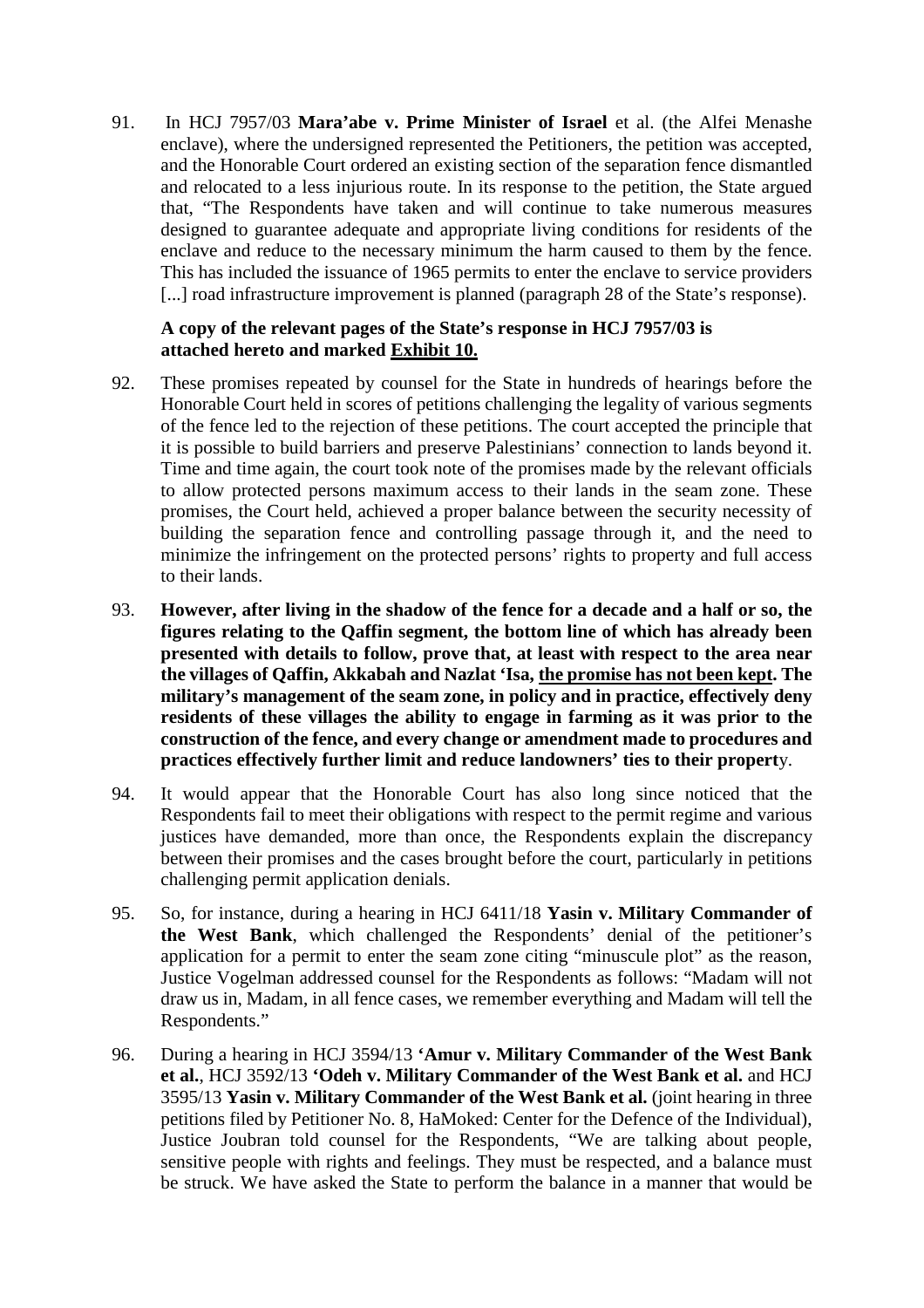91. In HCJ 7957/03 **Mara'abe v. Prime Minister of Israel** et al. (the Alfei Menashe enclave), where the undersigned represented the Petitioners, the petition was accepted, and the Honorable Court ordered an existing section of the separation fence dismantled and relocated to a less injurious route. In its response to the petition, the State argued that, "The Respondents have taken and will continue to take numerous measures designed to guarantee adequate and appropriate living conditions for residents of the enclave and reduce to the necessary minimum the harm caused to them by the fence. This has included the issuance of 1965 permits to enter the enclave to service providers [...] road infrastructure improvement is planned (paragraph 28 of the State's response).

**A copy of the relevant pages of the State's response in HCJ 7957/03 is attached hereto and marked Exhibit 10.**

92. These promises repeated by counsel for the State in hundreds of hearings before the Honorable Court held in scores of petitions challenging the legality of various segments of the fence led to the rejection of these petitions. The court accepted the principle that it is possible to build barriers and preserve Palestinians' connection to lands beyond it. Time and time again, the court took note of the promises made by the relevant officials to allow protected persons maximum access to their lands in the seam zone. These promises, the Court held, achieved a proper balance between the security necessity of building the separation fence and controlling passage through it, and the need to minimize the infringement on the protected persons' rights to property and full access to their lands.

93. **However, after living in the shadow of the fence for a decade and a half or so, the figures relating to the Qaffin segment, the bottom line of which has already been presented with details to follow, prove that, at least with respect to the area near the villages of Qaffin, Akkabah and Nazlat 'Isa, the promise has not been kept. The military's management of the seam zone, in policy and in practice, effectively deny residents of these villages the ability to engage in farming as it was prior to the construction of the fence, and every change or amendment made to procedures and practices effectively further limit and reduce landowners' ties to their propert**y.

94. It would appear that the Honorable Court has also long since noticed that the Respondents fail to meet their obligations with respect to the permit regime and various justices have demanded, more than once, the Respondents explain the discrepancy between their promises and the cases brought before the court, particularly in petitions challenging permit application denials.

95. So, for instance, during a hearing in HCJ 6411/18 **Yasin v. Military Commander of the West Bank**, which challenged the Respondents' denial of the petitioner's application for a permit to enter the seam zone citing "minuscule plot" as the reason, Justice Vogelman addressed counsel for the Respondents as follows: "Madam will not draw us in, Madam, in all fence cases, we remember everything and Madam will tell the Respondents."

96. During a hearing in HCJ 3594/13 **'Amur v. Military Commander of the West Bank et al.**, HCJ 3592/13 **'Odeh v. Military Commander of the West Bank et al.** and HCJ 3595/13 **Yasin v. Military Commander of the West Bank et al.** (joint hearing in three petitions filed by Petitioner No. 8, HaMoked: Center for the Defence of the Individual), Justice Joubran told counsel for the Respondents, "We are talking about people, sensitive people with rights and feelings. They must be respected, and a balance must be struck. We have asked the State to perform the balance in a manner that would be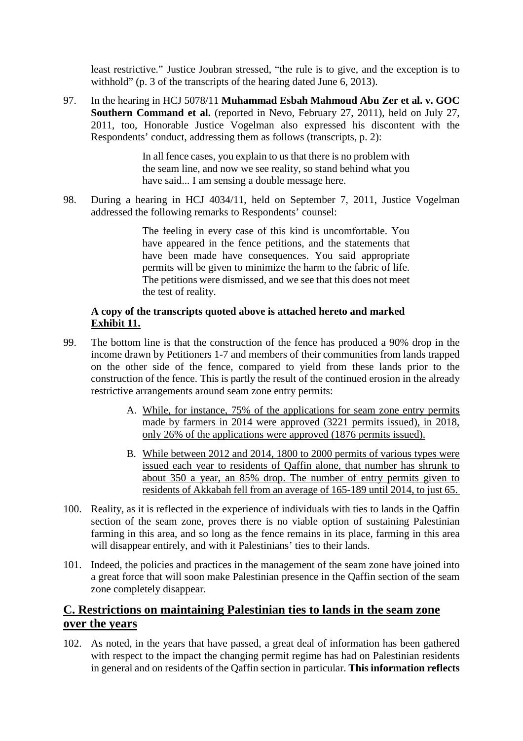least restrictive." Justice Joubran stressed, "the rule is to give, and the exception is to withhold" (p. 3 of the transcripts of the hearing dated June 6, 2013).

97. In the hearing in HCJ 5078/11 **Muhammad Esbah Mahmoud Abu Zer et al. v. GOC Southern Command et al.** (reported in Nevo, February 27, 2011), held on July 27, 2011, too, Honorable Justice Vogelman also expressed his discontent with the Respondents' conduct, addressing them as follows (transcripts, p. 2):

> In all fence cases, you explain to us that there is no problem with the seam line, and now we see reality, so stand behind what you have said... I am sensing a double message here.

98. During a hearing in HCJ 4034/11, held on September 7, 2011, Justice Vogelman addressed the following remarks to Respondents' counsel:

> The feeling in every case of this kind is uncomfortable. You have appeared in the fence petitions, and the statements that have been made have consequences. You said appropriate permits will be given to minimize the harm to the fabric of life. The petitions were dismissed, and we see that this does not meet the test of reality.

**A copy of the transcripts quoted above is attached hereto and marked <u>Exhibit 11.</u>**

99. The bottom line is that the construction of the fence has produced a 90% drop in the income drawn by Petitioners 1-7 and members of their communities from lands trapped on the other side of the fence, compared to yield from these lands prior to the construction of the fence. This is partly the result of the continued erosion in the already restrictive arrangements around seam zone entry permits:

    A. <u>While, for instance, 75% of the applications for seam zone entry permits made by farmers in 2014 were approved (3221 permits issued), in 2018, only 26% of the applications were approved (1876 permits issued).</u>

    B. <u>While between 2012 and 2014, 1800 to 2000 permits of various types were issued each year to residents of Qaffin alone, that number has shrunk to about 350 a year, an 85% drop. The number of entry permits given to residents of Akkabah fell from an average of 165-189 until 2014, to just 65.</u>

100. Reality, as it is reflected in the experience of individuals with ties to lands in the Qaffin section of the seam zone, proves there is no viable option of sustaining Palestinian farming in this area, and so long as the fence remains in its place, farming in this area will disappear entirely, and with it Palestinians' ties to their lands.

101. Indeed, the policies and practices in the management of the seam zone have joined into a great force that will soon make Palestinian presence in the Qaffin section of the seam zone <u>completely disappear</u>.

## <u>C. Restrictions on maintaining Palestinian ties to lands in the seam zone over the years</u>

102. As noted, in the years that have passed, a great deal of information has been gathered with respect to the impact the changing permit regime has had on Palestinian residents in general and on residents of the Qaffin section in particular. **This information reflects**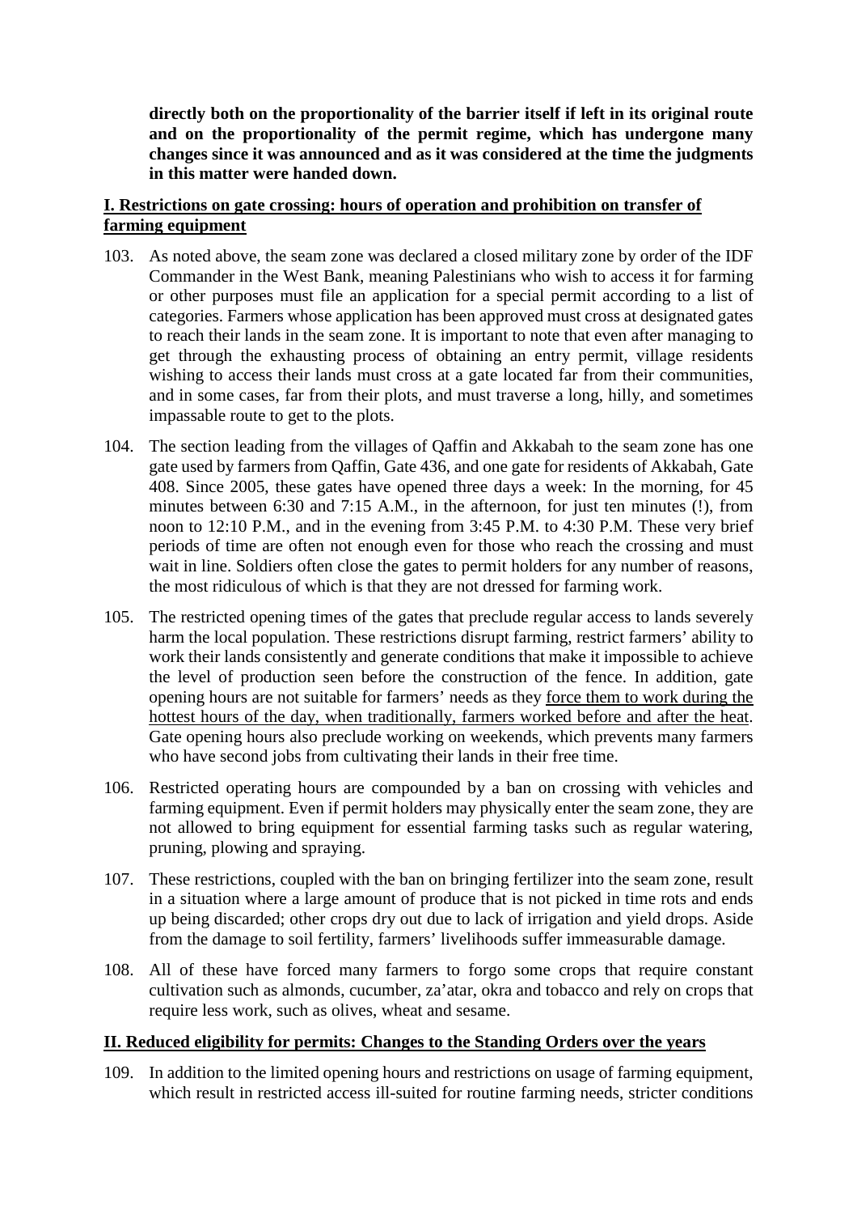**directly both on the proportionality of the barrier itself if left in its original route and on the proportionality of the permit regime, which has undergone many changes since it was announced and as it was considered at the time the judgments in this matter were handed down.**

## I. Restrictions on gate crossing: hours of operation and prohibition on transfer of farming equipment

103. As noted above, the seam zone was declared a closed military zone by order of the IDF Commander in the West Bank, meaning Palestinians who wish to access it for farming or other purposes must file an application for a special permit according to a list of categories. Farmers whose application has been approved must cross at designated gates to reach their lands in the seam zone. It is important to note that even after managing to get through the exhausting process of obtaining an entry permit, village residents wishing to access their lands must cross at a gate located far from their communities, and in some cases, far from their plots, and must traverse a long, hilly, and sometimes impassable route to get to the plots.

104. The section leading from the villages of Qaffin and Akkabah to the seam zone has one gate used by farmers from Qaffin, Gate 436, and one gate for residents of Akkabah, Gate 408. Since 2005, these gates have opened three days a week: In the morning, for 45 minutes between 6:30 and 7:15 A.M., in the afternoon, for just ten minutes (!), from noon to 12:10 P.M., and in the evening from 3:45 P.M. to 4:30 P.M. These very brief periods of time are often not enough even for those who reach the crossing and must wait in line. Soldiers often close the gates to permit holders for any number of reasons, the most ridiculous of which is that they are not dressed for farming work.

105. The restricted opening times of the gates that preclude regular access to lands severely harm the local population. These restrictions disrupt farming, restrict farmers' ability to work their lands consistently and generate conditions that make it impossible to achieve the level of production seen before the construction of the fence. In addition, gate opening hours are not suitable for farmers' needs as they <u>force them to work during the hottest hours of the day, when traditionally, farmers worked before and after the heat</u>. Gate opening hours also preclude working on weekends, which prevents many farmers who have second jobs from cultivating their lands in their free time.

106. Restricted operating hours are compounded by a ban on crossing with vehicles and farming equipment. Even if permit holders may physically enter the seam zone, they are not allowed to bring equipment for essential farming tasks such as regular watering, pruning, plowing and spraying.

107. These restrictions, coupled with the ban on bringing fertilizer into the seam zone, result in a situation where a large amount of produce that is not picked in time rots and ends up being discarded; other crops dry out due to lack of irrigation and yield drops. Aside from the damage to soil fertility, farmers' livelihoods suffer immeasurable damage.

108. All of these have forced many farmers to forgo some crops that require constant cultivation such as almonds, cucumber, za'atar, okra and tobacco and rely on crops that require less work, such as olives, wheat and sesame.

## II. Reduced eligibility for permits: Changes to the Standing Orders over the years

109. In addition to the limited opening hours and restrictions on usage of farming equipment, which result in restricted access ill-suited for routine farming needs, stricter conditions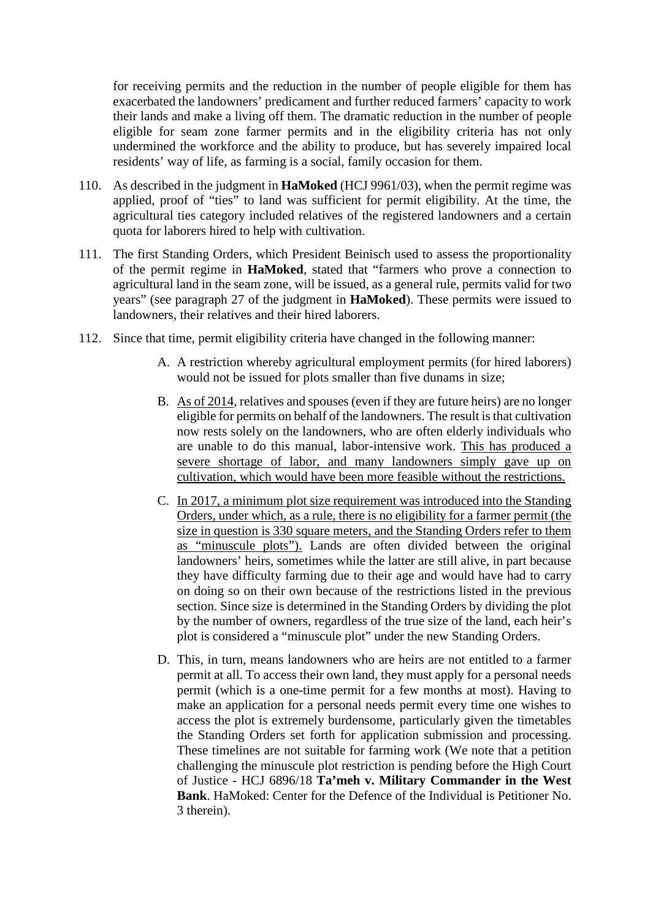for receiving permits and the reduction in the number of people eligible for them has exacerbated the landowners' predicament and further reduced farmers' capacity to work their lands and make a living off them. The dramatic reduction in the number of people eligible for seam zone farmer permits and in the eligibility criteria has not only undermined the workforce and the ability to produce, but has severely impaired local residents' way of life, as farming is a social, family occasion for them.

110. As described in the judgment in **HaMoked** (HCJ 9961/03), when the permit regime was applied, proof of "ties" to land was sufficient for permit eligibility. At the time, the agricultural ties category included relatives of the registered landowners and a certain quota for laborers hired to help with cultivation.

111. The first Standing Orders, which President Beinisch used to assess the proportionality of the permit regime in **HaMoked**, stated that "farmers who prove a connection to agricultural land in the seam zone, will be issued, as a general rule, permits valid for two years" (see paragraph 27 of the judgment in **HaMoked**). These permits were issued to landowners, their relatives and their hired laborers.

112. Since that time, permit eligibility criteria have changed in the following manner:

    A. A restriction whereby agricultural employment permits (for hired laborers) would not be issued for plots smaller than five dunams in size;

    B. <u>As of 2014</u>, relatives and spouses (even if they are future heirs) are no longer eligible for permits on behalf of the landowners. The result is that cultivation now rests solely on the landowners, who are often elderly individuals who are unable to do this manual, labor-intensive work. <u>This has produced a severe shortage of labor, and many landowners simply gave up on cultivation, which would have been more feasible without the restrictions.</u>

    C. <u>In 2017, a minimum plot size requirement was introduced into the Standing Orders, under which, as a rule, there is no eligibility for a farmer permit (the size in question is 330 square meters, and the Standing Orders refer to them as "minuscule plots").</u> Lands are often divided between the original landowners' heirs, sometimes while the latter are still alive, in part because they have difficulty farming due to their age and would have had to carry on doing so on their own because of the restrictions listed in the previous section. Since size is determined in the Standing Orders by dividing the plot by the number of owners, regardless of the true size of the land, each heir's plot is considered a "minuscule plot" under the new Standing Orders.

    D. This, in turn, means landowners who are heirs are not entitled to a farmer permit at all. To access their own land, they must apply for a personal needs permit (which is a one-time permit for a few months at most). Having to make an application for a personal needs permit every time one wishes to access the plot is extremely burdensome, particularly given the timetables the Standing Orders set forth for application submission and processing. These timelines are not suitable for farming work (We note that a petition challenging the minuscule plot restriction is pending before the High Court of Justice - HCJ 6896/18 **Ta'meh v. Military Commander in the West Bank**. HaMoked: Center for the Defence of the Individual is Petitioner No. 3 therein).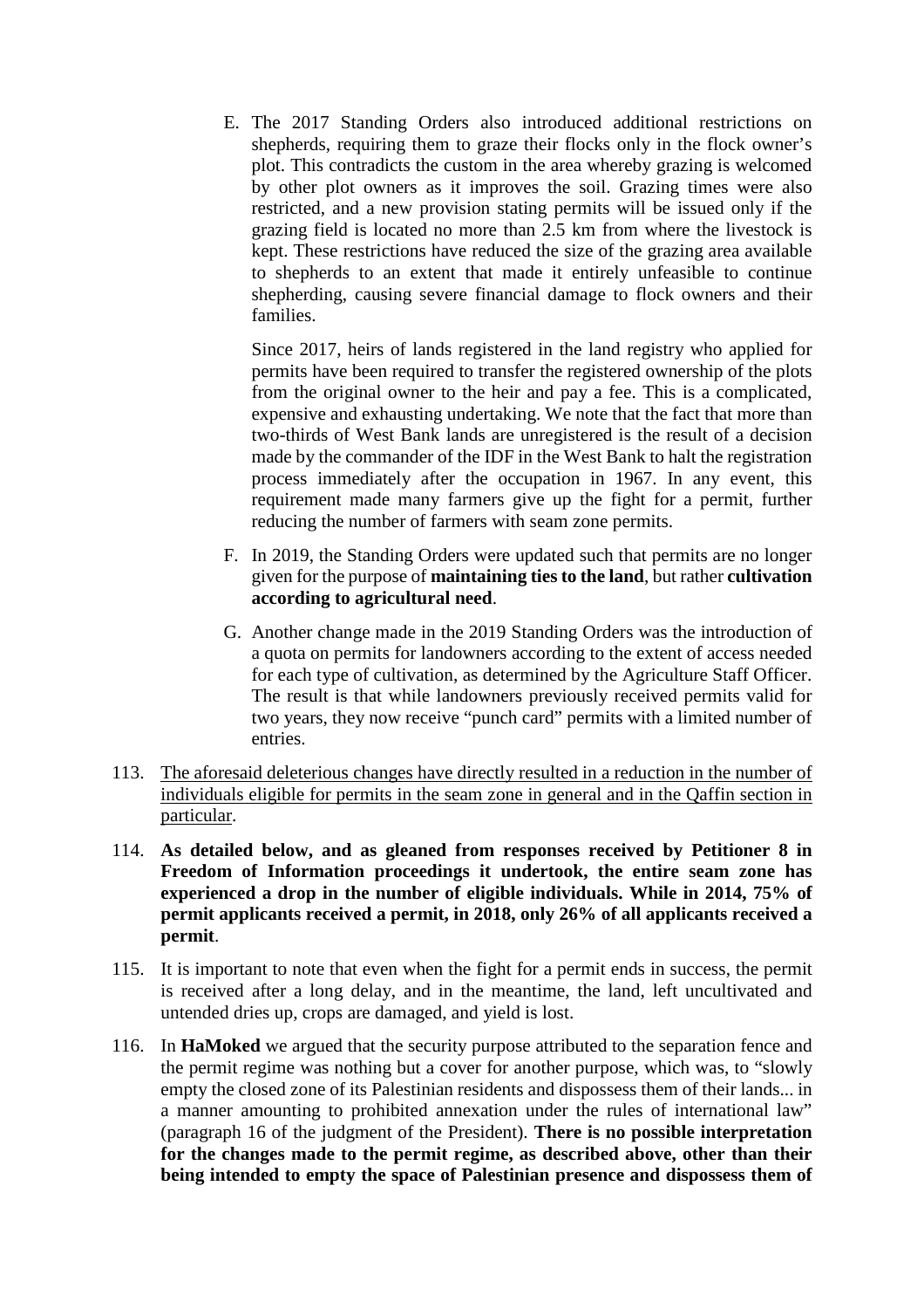E. The 2017 Standing Orders also introduced additional restrictions on shepherds, requiring them to graze their flocks only in the flock owner's plot. This contradicts the custom in the area whereby grazing is welcomed by other plot owners as it improves the soil. Grazing times were also restricted, and a new provision stating permits will be issued only if the grazing field is located no more than 2.5 km from where the livestock is kept. These restrictions have reduced the size of the grazing area available to shepherds to an extent that made it entirely unfeasible to continue shepherding, causing severe financial damage to flock owners and their families.

   Since 2017, heirs of lands registered in the land registry who applied for permits have been required to transfer the registered ownership of the plots from the original owner to the heir and pay a fee. This is a complicated, expensive and exhausting undertaking. We note that the fact that more than two-thirds of West Bank lands are unregistered is the result of a decision made by the commander of the IDF in the West Bank to halt the registration process immediately after the occupation in 1967. In any event, this requirement made many farmers give up the fight for a permit, further reducing the number of farmers with seam zone permits.

F. In 2019, the Standing Orders were updated such that permits are no longer given for the purpose of **maintaining ties to the land**, but rather **cultivation according to agricultural need**.

G. Another change made in the 2019 Standing Orders was the introduction of a quota on permits for landowners according to the extent of access needed for each type of cultivation, as determined by the Agriculture Staff Officer. The result is that while landowners previously received permits valid for two years, they now receive "punch card" permits with a limited number of entries.

113. <u>The aforesaid deleterious changes have directly resulted in a reduction in the number of individuals eligible for permits in the seam zone in general and in the Qaffin section in particular</u>.

114. **As detailed below, and as gleaned from responses received by Petitioner 8 in Freedom of Information proceedings it undertook, the entire seam zone has experienced a drop in the number of eligible individuals. While in 2014, 75% of permit applicants received a permit, in 2018, only 26% of all applicants received a permit**.

115. It is important to note that even when the fight for a permit ends in success, the permit is received after a long delay, and in the meantime, the land, left uncultivated and untended dries up, crops are damaged, and yield is lost.

116. In **HaMoked** we argued that the security purpose attributed to the separation fence and the permit regime was nothing but a cover for another purpose, which was, to "slowly empty the closed zone of its Palestinian residents and dispossess them of their lands... in a manner amounting to prohibited annexation under the rules of international law" (paragraph 16 of the judgment of the President). **There is no possible interpretation for the changes made to the permit regime, as described above, other than their being intended to empty the space of Palestinian presence and dispossess them of**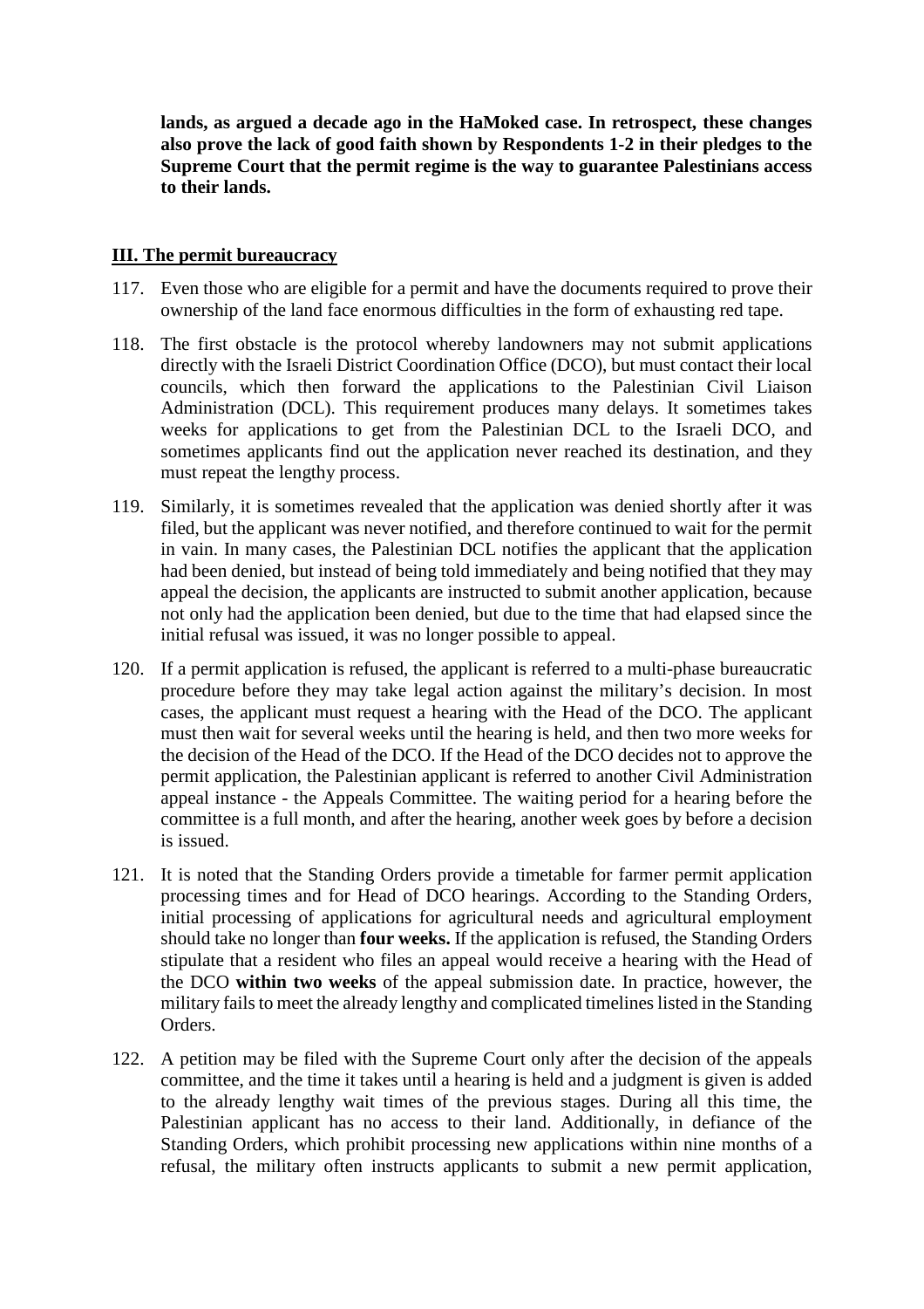**lands, as argued a decade ago in the HaMoked case. In retrospect, these changes also prove the lack of good faith shown by Respondents 1-2 in their pledges to the Supreme Court that the permit regime is the way to guarantee Palestinians access to their lands.**

## III. The permit bureaucracy

117. Even those who are eligible for a permit and have the documents required to prove their ownership of the land face enormous difficulties in the form of exhausting red tape.

118. The first obstacle is the protocol whereby landowners may not submit applications directly with the Israeli District Coordination Office (DCO), but must contact their local councils, which then forward the applications to the Palestinian Civil Liaison Administration (DCL). This requirement produces many delays. It sometimes takes weeks for applications to get from the Palestinian DCL to the Israeli DCO, and sometimes applicants find out the application never reached its destination, and they must repeat the lengthy process.

119. Similarly, it is sometimes revealed that the application was denied shortly after it was filed, but the applicant was never notified, and therefore continued to wait for the permit in vain. In many cases, the Palestinian DCL notifies the applicant that the application had been denied, but instead of being told immediately and being notified that they may appeal the decision, the applicants are instructed to submit another application, because not only had the application been denied, but due to the time that had elapsed since the initial refusal was issued, it was no longer possible to appeal.

120. If a permit application is refused, the applicant is referred to a multi-phase bureaucratic procedure before they may take legal action against the military's decision. In most cases, the applicant must request a hearing with the Head of the DCO. The applicant must then wait for several weeks until the hearing is held, and then two more weeks for the decision of the Head of the DCO. If the Head of the DCO decides not to approve the permit application, the Palestinian applicant is referred to another Civil Administration appeal instance - the Appeals Committee. The waiting period for a hearing before the committee is a full month, and after the hearing, another week goes by before a decision is issued.

121. It is noted that the Standing Orders provide a timetable for farmer permit application processing times and for Head of DCO hearings. According to the Standing Orders, initial processing of applications for agricultural needs and agricultural employment should take no longer than **four weeks.** If the application is refused, the Standing Orders stipulate that a resident who files an appeal would receive a hearing with the Head of the DCO **within two weeks** of the appeal submission date. In practice, however, the military fails to meet the already lengthy and complicated timelines listed in the Standing Orders.

122. A petition may be filed with the Supreme Court only after the decision of the appeals committee, and the time it takes until a hearing is held and a judgment is given is added to the already lengthy wait times of the previous stages. During all this time, the Palestinian applicant has no access to their land. Additionally, in defiance of the Standing Orders, which prohibit processing new applications within nine months of a refusal, the military often instructs applicants to submit a new permit application,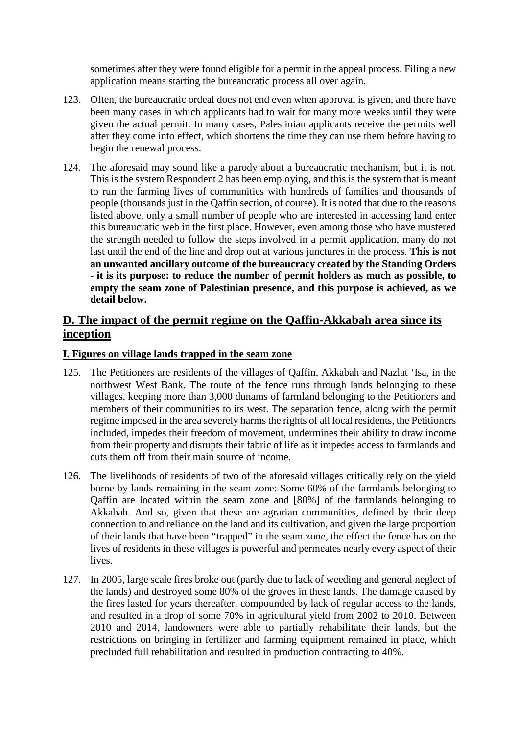sometimes after they were found eligible for a permit in the appeal process. Filing a new application means starting the bureaucratic process all over again.

123. Often, the bureaucratic ordeal does not end even when approval is given, and there have been many cases in which applicants had to wait for many more weeks until they were given the actual permit. In many cases, Palestinian applicants receive the permits well after they come into effect, which shortens the time they can use them before having to begin the renewal process.

124. The aforesaid may sound like a parody about a bureaucratic mechanism, but it is not. This is the system Respondent 2 has been employing, and this is the system that is meant to run the farming lives of communities with hundreds of families and thousands of people (thousands just in the Qaffin section, of course). It is noted that due to the reasons listed above, only a small number of people who are interested in accessing land enter this bureaucratic web in the first place. However, even among those who have mustered the strength needed to follow the steps involved in a permit application, many do not last until the end of the line and drop out at various junctures in the process. **This is not an unwanted ancillary outcome of the bureaucracy created by the Standing Orders - it is its purpose: to reduce the number of permit holders as much as possible, to empty the seam zone of Palestinian presence, and this purpose is achieved, as we detail below.**

## D. The impact of the permit regime on the Qaffin-Akkabah area since its inception

### I. Figures on village lands trapped in the seam zone

125. The Petitioners are residents of the villages of Qaffin, Akkabah and Nazlat 'Isa, in the northwest West Bank. The route of the fence runs through lands belonging to these villages, keeping more than 3,000 dunams of farmland belonging to the Petitioners and members of their communities to its west. The separation fence, along with the permit regime imposed in the area severely harms the rights of all local residents, the Petitioners included, impedes their freedom of movement, undermines their ability to draw income from their property and disrupts their fabric of life as it impedes access to farmlands and cuts them off from their main source of income.

126. The livelihoods of residents of two of the aforesaid villages critically rely on the yield borne by lands remaining in the seam zone: Some 60% of the farmlands belonging to Qaffin are located within the seam zone and [80%] of the farmlands belonging to Akkabah. And so, given that these are agrarian communities, defined by their deep connection to and reliance on the land and its cultivation, and given the large proportion of their lands that have been "trapped" in the seam zone, the effect the fence has on the lives of residents in these villages is powerful and permeates nearly every aspect of their lives.

127. In 2005, large scale fires broke out (partly due to lack of weeding and general neglect of the lands) and destroyed some 80% of the groves in these lands. The damage caused by the fires lasted for years thereafter, compounded by lack of regular access to the lands, and resulted in a drop of some 70% in agricultural yield from 2002 to 2010. Between 2010 and 2014, landowners were able to partially rehabilitate their lands, but the restrictions on bringing in fertilizer and farming equipment remained in place, which precluded full rehabilitation and resulted in production contracting to 40%.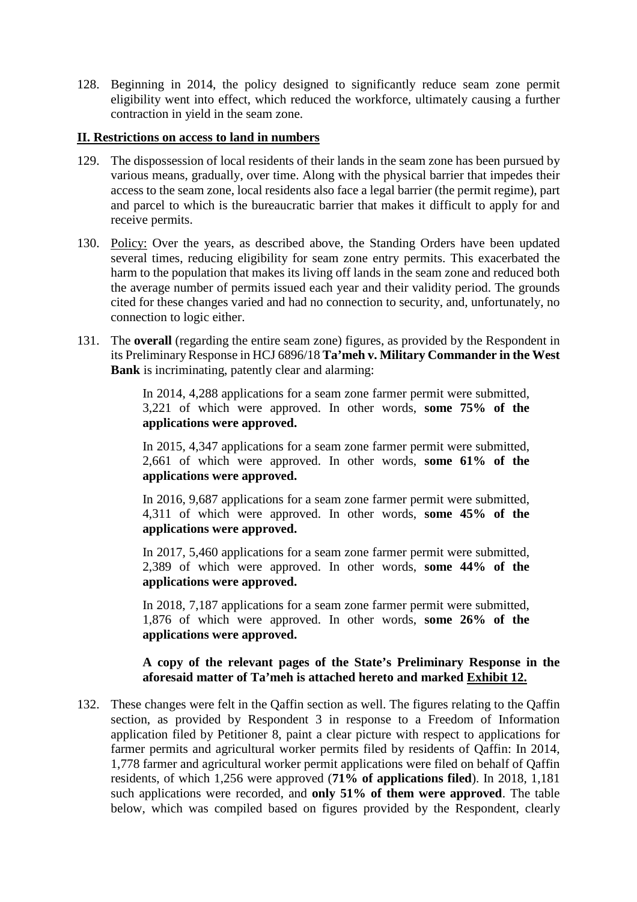128. Beginning in 2014, the policy designed to significantly reduce seam zone permit eligibility went into effect, which reduced the workforce, ultimately causing a further contraction in yield in the seam zone.

## II. Restrictions on access to land in numbers

129. The dispossession of local residents of their lands in the seam zone has been pursued by various means, gradually, over time. Along with the physical barrier that impedes their access to the seam zone, local residents also face a legal barrier (the permit regime), part and parcel to which is the bureaucratic barrier that makes it difficult to apply for and receive permits.

130. Policy: Over the years, as described above, the Standing Orders have been updated several times, reducing eligibility for seam zone entry permits. This exacerbated the harm to the population that makes its living off lands in the seam zone and reduced both the average number of permits issued each year and their validity period. The grounds cited for these changes varied and had no connection to security, and, unfortunately, no connection to logic either.

131. The **overall** (regarding the entire seam zone) figures, as provided by the Respondent in its Preliminary Response in HCJ 6896/18 **Ta'meh v. Military Commander in the West Bank** is incriminating, patently clear and alarming:

    In 2014, 4,288 applications for a seam zone farmer permit were submitted, 3,221 of which were approved. In other words, **some 75% of the applications were approved.**

    In 2015, 4,347 applications for a seam zone farmer permit were submitted, 2,661 of which were approved. In other words, **some 61% of the applications were approved.**

    In 2016, 9,687 applications for a seam zone farmer permit were submitted, 4,311 of which were approved. In other words, **some 45% of the applications were approved.**

    In 2017, 5,460 applications for a seam zone farmer permit were submitted, 2,389 of which were approved. In other words, **some 44% of the applications were approved.**

    In 2018, 7,187 applications for a seam zone farmer permit were submitted, 1,876 of which were approved. In other words, **some 26% of the applications were approved.**

    **A copy of the relevant pages of the State's Preliminary Response in the aforesaid matter of Ta'meh is attached hereto and marked Exhibit 12.**

132. These changes were felt in the Qaffin section as well. The figures relating to the Qaffin section, as provided by Respondent 3 in response to a Freedom of Information application filed by Petitioner 8, paint a clear picture with respect to applications for farmer permits and agricultural worker permits filed by residents of Qaffin: In 2014, 1,778 farmer and agricultural worker permit applications were filed on behalf of Qaffin residents, of which 1,256 were approved (**71% of applications filed**). In 2018, 1,181 such applications were recorded, and **only 51% of them were approved**. The table below, which was compiled based on figures provided by the Respondent, clearly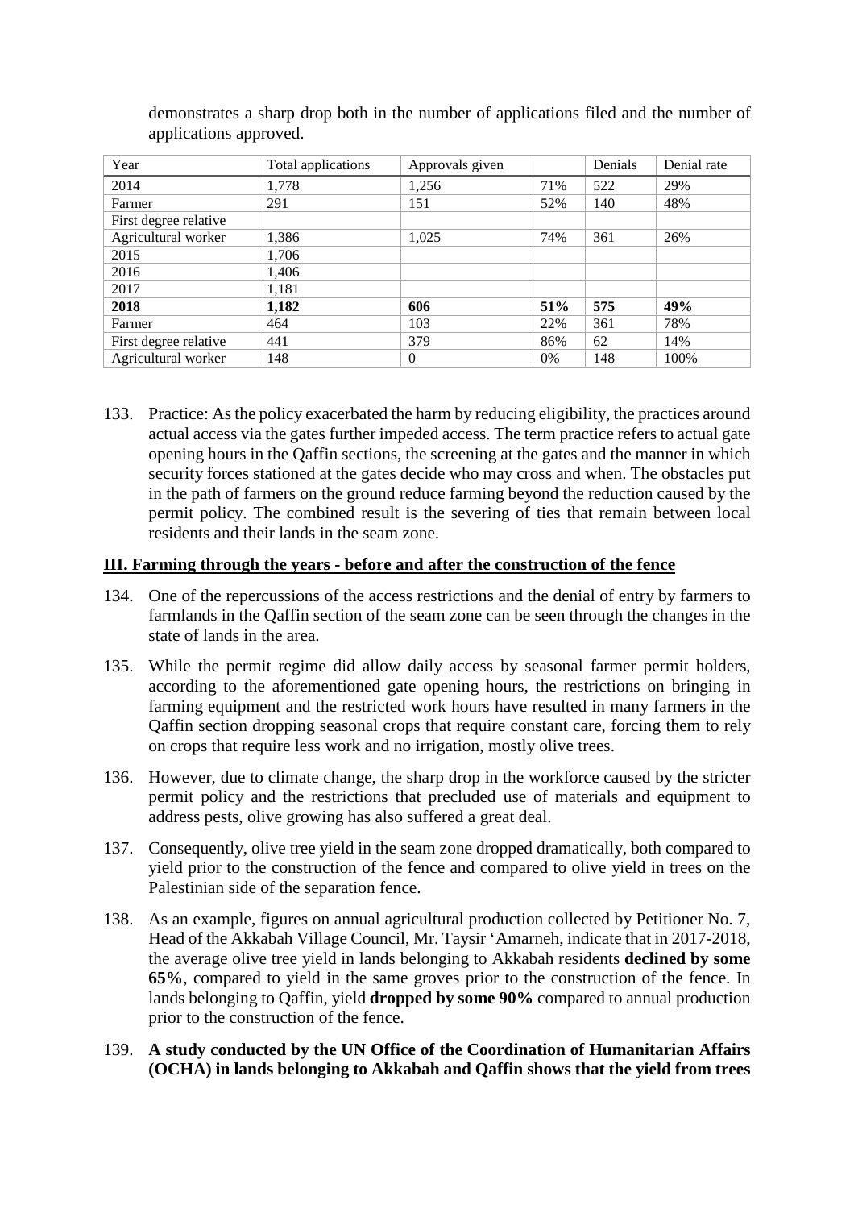demonstrates a sharp drop both in the number of applications filed and the number of applications approved.

| Year | Total applications | Approvals given | | Denials | Denial rate |
|---|---|---|---|---|---|
| 2014 | 1,778 | 1,256 | 71% | 522 | 29% |
| Farmer | 291 | 151 | 52% | 140 | 48% |
| First degree relative | | | | | |
| Agricultural worker | 1,386 | 1,025 | 74% | 361 | 26% |
| 2015 | 1,706 | | | | |
| 2016 | 1,406 | | | | |
| 2017 | 1,181 | | | | |
| **2018** | **1,182** | **606** | **51%** | **575** | **49%** |
| Farmer | 464 | 103 | 22% | 361 | 78% |
| First degree relative | 441 | 379 | 86% | 62 | 14% |
| Agricultural worker | 148 | 0 | 0% | 148 | 100% |

133. Practice: As the policy exacerbated the harm by reducing eligibility, the practices around actual access via the gates further impeded access. The term practice refers to actual gate opening hours in the Qaffin sections, the screening at the gates and the manner in which security forces stationed at the gates decide who may cross and when. The obstacles put in the path of farmers on the ground reduce farming beyond the reduction caused by the permit policy. The combined result is the severing of ties that remain between local residents and their lands in the seam zone.

## III. Farming through the years - before and after the construction of the fence

134. One of the repercussions of the access restrictions and the denial of entry by farmers to farmlands in the Qaffin section of the seam zone can be seen through the changes in the state of lands in the area.

135. While the permit regime did allow daily access by seasonal farmer permit holders, according to the aforementioned gate opening hours, the restrictions on bringing in farming equipment and the restricted work hours have resulted in many farmers in the Qaffin section dropping seasonal crops that require constant care, forcing them to rely on crops that require less work and no irrigation, mostly olive trees.

136. However, due to climate change, the sharp drop in the workforce caused by the stricter permit policy and the restrictions that precluded use of materials and equipment to address pests, olive growing has also suffered a great deal.

137. Consequently, olive tree yield in the seam zone dropped dramatically, both compared to yield prior to the construction of the fence and compared to olive yield in trees on the Palestinian side of the separation fence.

138. As an example, figures on annual agricultural production collected by Petitioner No. 7, Head of the Akkabah Village Council, Mr. Taysir 'Amarneh, indicate that in 2017-2018, the average olive tree yield in lands belonging to Akkabah residents **declined by some 65%**, compared to yield in the same groves prior to the construction of the fence. In lands belonging to Qaffin, yield **dropped by some 90%** compared to annual production prior to the construction of the fence.

139. **A study conducted by the UN Office of the Coordination of Humanitarian Affairs (OCHA) in lands belonging to Akkabah and Qaffin shows that the yield from trees**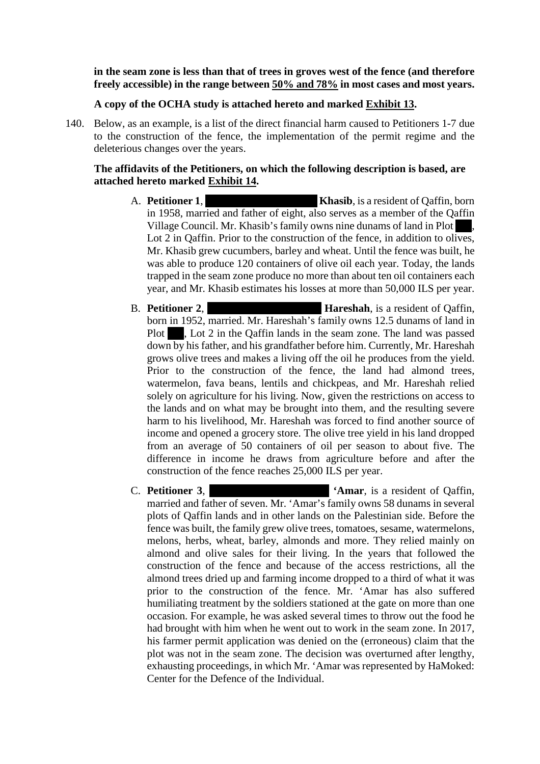**in the seam zone is less than that of trees in groves west of the fence (and therefore freely accessible) in the range between <u>50% and 78%</u> in most cases and most years.**

**A copy of the OCHA study is attached hereto and marked <u>Exhibit 13</u>.**

140. Below, as an example, is a list of the direct financial harm caused to Petitioners 1-7 due to the construction of the fence, the implementation of the permit regime and the deleterious changes over the years.

**The affidavits of the Petitioners, on which the following description is based, are attached hereto marked <u>Exhibit 14</u>.**

A. **Petitioner 1**, ██████████ **Khasib**, is a resident of Qaffin, born in 1958, married and father of eight, also serves as a member of the Qaffin Village Council. Mr. Khasib's family owns nine dunams of land in Plot ███, Lot 2 in Qaffin. Prior to the construction of the fence, in addition to olives, Mr. Khasib grew cucumbers, barley and wheat. Until the fence was built, he was able to produce 120 containers of olive oil each year. Today, the lands trapped in the seam zone produce no more than about ten oil containers each year, and Mr. Khasib estimates his losses at more than 50,000 ILS per year.

B. **Petitioner 2**, ██████████ **Hareshah**, is a resident of Qaffin, born in 1952, married. Mr. Hareshah's family owns 12.5 dunams of land in Plot ███, Lot 2 in the Qaffin lands in the seam zone. The land was passed down by his father, and his grandfather before him. Currently, Mr. Hareshah grows olive trees and makes a living off the oil he produces from the yield. Prior to the construction of the fence, the land had almond trees, watermelon, fava beans, lentils and chickpeas, and Mr. Hareshah relied solely on agriculture for his living. Now, given the restrictions on access to the lands and on what may be brought into them, and the resulting severe harm to his livelihood, Mr. Hareshah was forced to find another source of income and opened a grocery store. The olive tree yield in his land dropped from an average of 50 containers of oil per season to about five. The difference in income he draws from agriculture before and after the construction of the fence reaches 25,000 ILS per year.

C. **Petitioner 3**, ██████████ **'Amar**, is a resident of Qaffin, married and father of seven. Mr. 'Amar's family owns 58 dunams in several plots of Qaffin lands and in other lands on the Palestinian side. Before the fence was built, the family grew olive trees, tomatoes, sesame, watermelons, melons, herbs, wheat, barley, almonds and more. They relied mainly on almond and olive sales for their living. In the years that followed the construction of the fence and because of the access restrictions, all the almond trees dried up and farming income dropped to a third of what it was prior to the construction of the fence. Mr. 'Amar has also suffered humiliating treatment by the soldiers stationed at the gate on more than one occasion. For example, he was asked several times to throw out the food he had brought with him when he went out to work in the seam zone. In 2017, his farmer permit application was denied on the (erroneous) claim that the plot was not in the seam zone. The decision was overturned after lengthy, exhausting proceedings, in which Mr. 'Amar was represented by HaMoked: Center for the Defence of the Individual.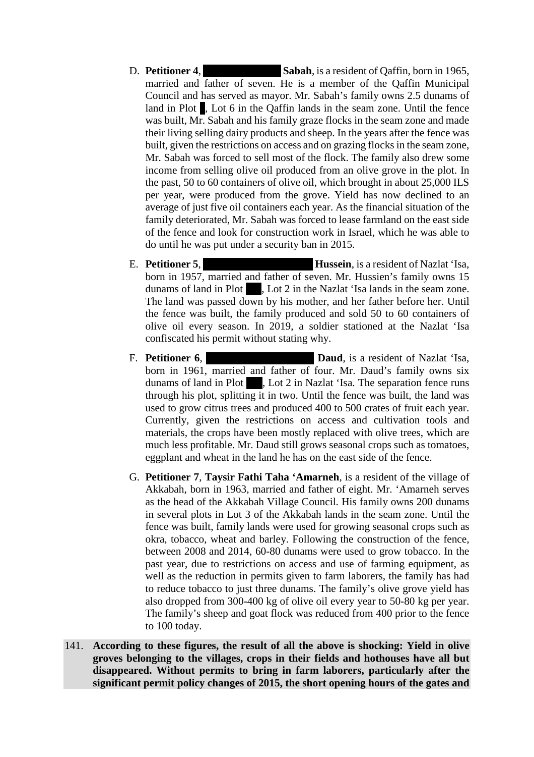D. **Petitioner 4**, ██████████ **Sabah**, is a resident of Qaffin, born in 1965, married and father of seven. He is a member of the Qaffin Municipal Council and has served as mayor. Mr. Sabah's family owns 2.5 dunams of land in Plot █, Lot 6 in the Qaffin lands in the seam zone. Until the fence was built, Mr. Sabah and his family graze flocks in the seam zone and made their living selling dairy products and sheep. In the years after the fence was built, given the restrictions on access and on grazing flocks in the seam zone, Mr. Sabah was forced to sell most of the flock. The family also drew some income from selling olive oil produced from an olive grove in the plot. In the past, 50 to 60 containers of olive oil, which brought in about 25,000 ILS per year, were produced from the grove. Yield has now declined to an average of just five oil containers each year. As the financial situation of the family deteriorated, Mr. Sabah was forced to lease farmland on the east side of the fence and look for construction work in Israel, which he was able to do until he was put under a security ban in 2015.

E. **Petitioner 5**, ██████████ **Hussein**, is a resident of Nazlat 'Isa, born in 1957, married and father of seven. Mr. Hussien's family owns 15 dunams of land in Plot ██, Lot 2 in the Nazlat 'Isa lands in the seam zone. The land was passed down by his mother, and her father before her. Until the fence was built, the family produced and sold 50 to 60 containers of olive oil every season. In 2019, a soldier stationed at the Nazlat 'Isa confiscated his permit without stating why.

F. **Petitioner 6**, ██████████ **Daud**, is a resident of Nazlat 'Isa, born in 1961, married and father of four. Mr. Daud's family owns six dunams of land in Plot ██, Lot 2 in Nazlat 'Isa. The separation fence runs through his plot, splitting it in two. Until the fence was built, the land was used to grow citrus trees and produced 400 to 500 crates of fruit each year. Currently, given the restrictions on access and cultivation tools and materials, the crops have been mostly replaced with olive trees, which are much less profitable. Mr. Daud still grows seasonal crops such as tomatoes, eggplant and wheat in the land he has on the east side of the fence.

G. **Petitioner 7**, **Taysir Fathi Taha 'Amarneh**, is a resident of the village of Akkabah, born in 1963, married and father of eight. Mr. 'Amarneh serves as the head of the Akkabah Village Council. His family owns 200 dunams in several plots in Lot 3 of the Akkabah lands in the seam zone. Until the fence was built, family lands were used for growing seasonal crops such as okra, tobacco, wheat and barley. Following the construction of the fence, between 2008 and 2014, 60-80 dunams were used to grow tobacco. In the past year, due to restrictions on access and use of farming equipment, as well as the reduction in permits given to farm laborers, the family has had to reduce tobacco to just three dunams. The family's olive grove yield has also dropped from 300-400 kg of olive oil every year to 50-80 kg per year. The family's sheep and goat flock was reduced from 400 prior to the fence to 100 today.

141. **According to these figures, the result of all the above is shocking: Yield in olive groves belonging to the villages, crops in their fields and hothouses have all but disappeared. Without permits to bring in farm laborers, particularly after the significant permit policy changes of 2015, the short opening hours of the gates and**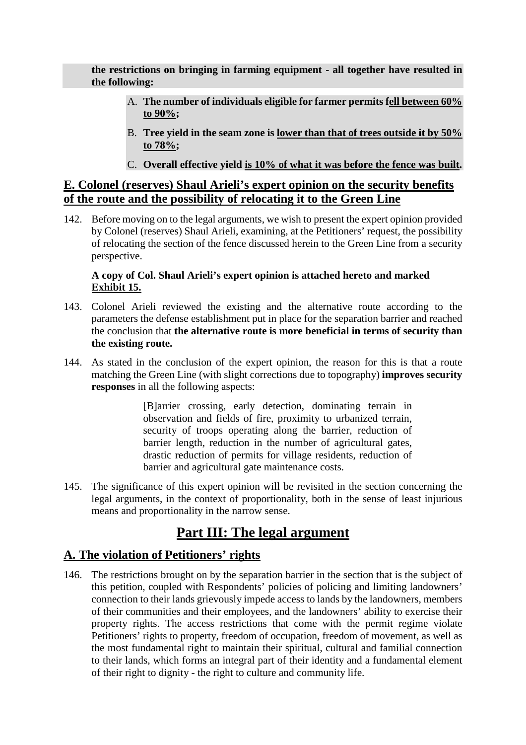**the restrictions on bringing in farming equipment - all together have resulted in the following:**

A. **The number of individuals eligible for farmer permits fell between 60% to 90%;**

B. **Tree yield in the seam zone is lower than that of trees outside it by 50% to 78%;**

C. **Overall effective yield is 10% of what it was before the fence was built.**

## E. Colonel (reserves) Shaul Arieli's expert opinion on the security benefits of the route and the possibility of relocating it to the Green Line

142. Before moving on to the legal arguments, we wish to present the expert opinion provided by Colonel (reserves) Shaul Arieli, examining, at the Petitioners' request, the possibility of relocating the section of the fence discussed herein to the Green Line from a security perspective.

    **A copy of Col. Shaul Arieli's expert opinion is attached hereto and marked Exhibit 15.**

143. Colonel Arieli reviewed the existing and the alternative route according to the parameters the defense establishment put in place for the separation barrier and reached the conclusion that **the alternative route is more beneficial in terms of security than the existing route.**

144. As stated in the conclusion of the expert opinion, the reason for this is that a route matching the Green Line (with slight corrections due to topography) **improves security responses** in all the following aspects:

    > [B]arrier crossing, early detection, dominating terrain in observation and fields of fire, proximity to urbanized terrain, security of troops operating along the barrier, reduction of barrier length, reduction in the number of agricultural gates, drastic reduction of permits for village residents, reduction of barrier and agricultural gate maintenance costs.

145. The significance of this expert opinion will be revisited in the section concerning the legal arguments, in the context of proportionality, both in the sense of least injurious means and proportionality in the narrow sense.

# Part III: The legal argument

## A. The violation of Petitioners' rights

146. The restrictions brought on by the separation barrier in the section that is the subject of this petition, coupled with Respondents' policies of policing and limiting landowners' connection to their lands grievously impede access to lands by the landowners, members of their communities and their employees, and the landowners' ability to exercise their property rights. The access restrictions that come with the permit regime violate Petitioners' rights to property, freedom of occupation, freedom of movement, as well as the most fundamental right to maintain their spiritual, cultural and familial connection to their lands, which forms an integral part of their identity and a fundamental element of their right to dignity - the right to culture and community life.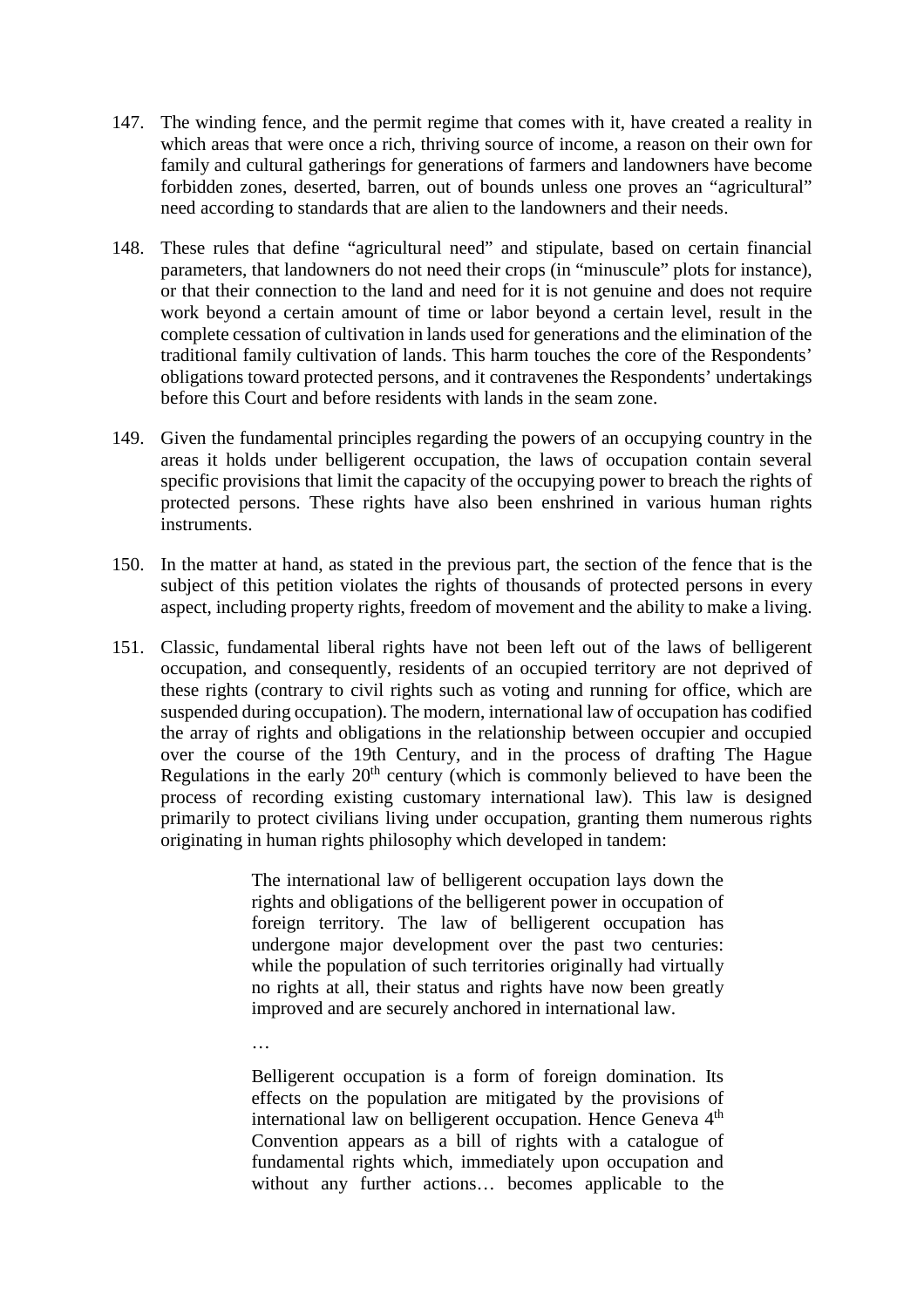147. The winding fence, and the permit regime that comes with it, have created a reality in which areas that were once a rich, thriving source of income, a reason on their own for family and cultural gatherings for generations of farmers and landowners have become forbidden zones, deserted, barren, out of bounds unless one proves an "agricultural" need according to standards that are alien to the landowners and their needs.

148. These rules that define "agricultural need" and stipulate, based on certain financial parameters, that landowners do not need their crops (in "minuscule" plots for instance), or that their connection to the land and need for it is not genuine and does not require work beyond a certain amount of time or labor beyond a certain level, result in the complete cessation of cultivation in lands used for generations and the elimination of the traditional family cultivation of lands. This harm touches the core of the Respondents' obligations toward protected persons, and it contravenes the Respondents' undertakings before this Court and before residents with lands in the seam zone.

149. Given the fundamental principles regarding the powers of an occupying country in the areas it holds under belligerent occupation, the laws of occupation contain several specific provisions that limit the capacity of the occupying power to breach the rights of protected persons. These rights have also been enshrined in various human rights instruments.

150. In the matter at hand, as stated in the previous part, the section of the fence that is the subject of this petition violates the rights of thousands of protected persons in every aspect, including property rights, freedom of movement and the ability to make a living.

151. Classic, fundamental liberal rights have not been left out of the laws of belligerent occupation, and consequently, residents of an occupied territory are not deprived of these rights (contrary to civil rights such as voting and running for office, which are suspended during occupation). The modern, international law of occupation has codified the array of rights and obligations in the relationship between occupier and occupied over the course of the 19th Century, and in the process of drafting The Hague Regulations in the early 20th century (which is commonly believed to have been the process of recording existing customary international law). This law is designed primarily to protect civilians living under occupation, granting them numerous rights originating in human rights philosophy which developed in tandem:

> The international law of belligerent occupation lays down the rights and obligations of the belligerent power in occupation of foreign territory. The law of belligerent occupation has undergone major development over the past two centuries: while the population of such territories originally had virtually no rights at all, their status and rights have now been greatly improved and are securely anchored in international law.
>
> …
>
> Belligerent occupation is a form of foreign domination. Its effects on the population are mitigated by the provisions of international law on belligerent occupation. Hence Geneva 4th Convention appears as a bill of rights with a catalogue of fundamental rights which, immediately upon occupation and without any further actions… becomes applicable to the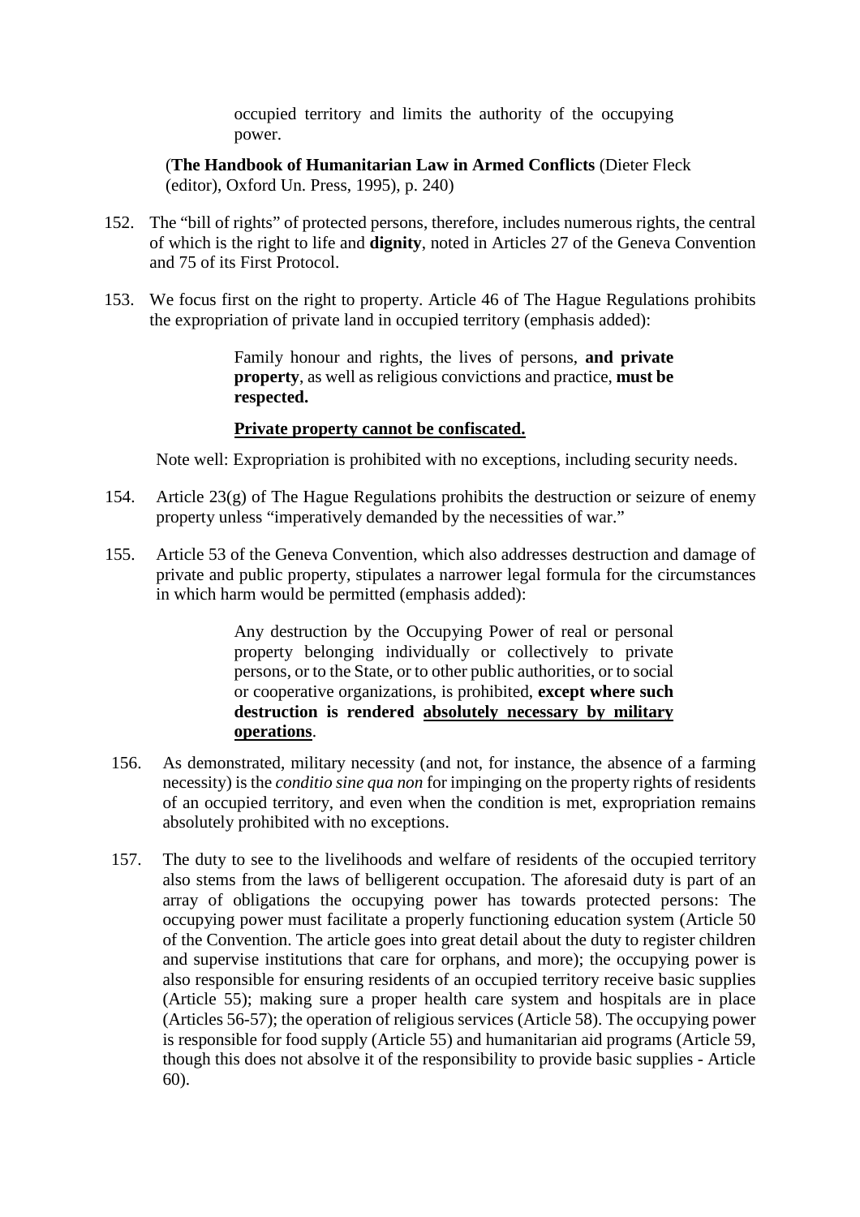> occupied territory and limits the authority of the occupying power.

(**The Handbook of Humanitarian Law in Armed Conflicts** (Dieter Fleck (editor), Oxford Un. Press, 1995), p. 240)

152. The "bill of rights" of protected persons, therefore, includes numerous rights, the central of which is the right to life and **dignity**, noted in Articles 27 of the Geneva Convention and 75 of its First Protocol.

153. We focus first on the right to property. Article 46 of The Hague Regulations prohibits the expropriation of private land in occupied territory (emphasis added):

> Family honour and rights, the lives of persons, **and private property**, as well as religious convictions and practice, **must be respected.**
>
> <u>**Private property cannot be confiscated.**</u>

Note well: Expropriation is prohibited with no exceptions, including security needs.

154. Article 23(g) of The Hague Regulations prohibits the destruction or seizure of enemy property unless "imperatively demanded by the necessities of war."

155. Article 53 of the Geneva Convention, which also addresses destruction and damage of private and public property, stipulates a narrower legal formula for the circumstances in which harm would be permitted (emphasis added):

> Any destruction by the Occupying Power of real or personal property belonging individually or collectively to private persons, or to the State, or to other public authorities, or to social or cooperative organizations, is prohibited, **except where such destruction is rendered <u>absolutely necessary by military operations</u>**.

156. As demonstrated, military necessity (and not, for instance, the absence of a farming necessity) is the *conditio sine qua non* for impinging on the property rights of residents of an occupied territory, and even when the condition is met, expropriation remains absolutely prohibited with no exceptions.

157. The duty to see to the livelihoods and welfare of residents of the occupied territory also stems from the laws of belligerent occupation. The aforesaid duty is part of an array of obligations the occupying power has towards protected persons: The occupying power must facilitate a properly functioning education system (Article 50 of the Convention. The article goes into great detail about the duty to register children and supervise institutions that care for orphans, and more); the occupying power is also responsible for ensuring residents of an occupied territory receive basic supplies (Article 55); making sure a proper health care system and hospitals are in place (Articles 56-57); the operation of religious services (Article 58). The occupying power is responsible for food supply (Article 55) and humanitarian aid programs (Article 59, though this does not absolve it of the responsibility to provide basic supplies - Article 60).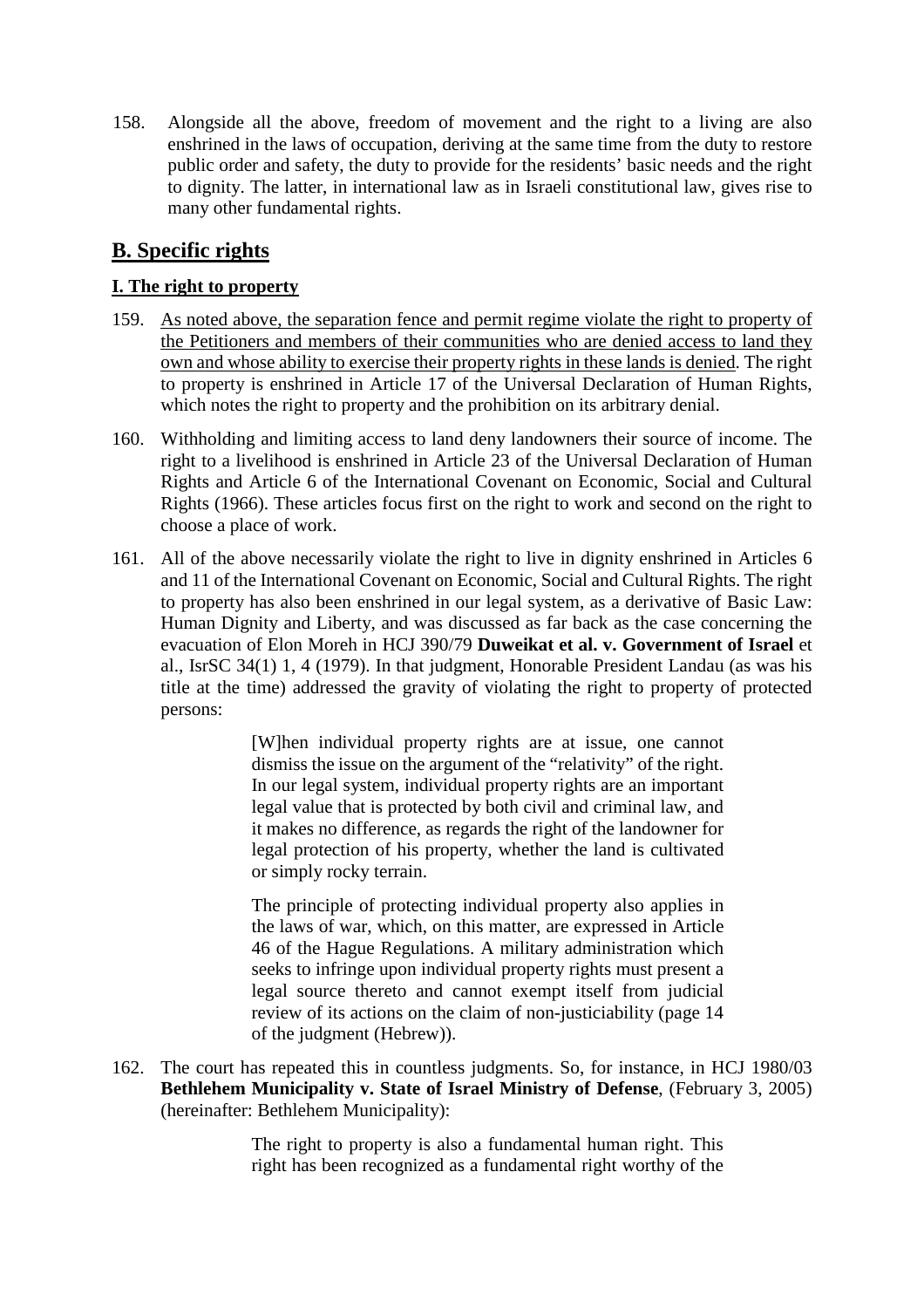158. Alongside all the above, freedom of movement and the right to a living are also enshrined in the laws of occupation, deriving at the same time from the duty to restore public order and safety, the duty to provide for the residents' basic needs and the right to dignity. The latter, in international law as in Israeli constitutional law, gives rise to many other fundamental rights.

## B. Specific rights

### I. The right to property

159. <u>As noted above, the separation fence and permit regime violate the right to property of the Petitioners and members of their communities who are denied access to land they own and whose ability to exercise their property rights in these lands is denied</u>. The right to property is enshrined in Article 17 of the Universal Declaration of Human Rights, which notes the right to property and the prohibition on its arbitrary denial.

160. Withholding and limiting access to land deny landowners their source of income. The right to a livelihood is enshrined in Article 23 of the Universal Declaration of Human Rights and Article 6 of the International Covenant on Economic, Social and Cultural Rights (1966). These articles focus first on the right to work and second on the right to choose a place of work.

161. All of the above necessarily violate the right to live in dignity enshrined in Articles 6 and 11 of the International Covenant on Economic, Social and Cultural Rights. The right to property has also been enshrined in our legal system, as a derivative of Basic Law: Human Dignity and Liberty, and was discussed as far back as the case concerning the evacuation of Elon Moreh in HCJ 390/79 **Duweikat et al. v. Government of Israel** et al., IsrSC 34(1) 1, 4 (1979). In that judgment, Honorable President Landau (as was his title at the time) addressed the gravity of violating the right to property of protected persons:

> [W]hen individual property rights are at issue, one cannot dismiss the issue on the argument of the "relativity" of the right. In our legal system, individual property rights are an important legal value that is protected by both civil and criminal law, and it makes no difference, as regards the right of the landowner for legal protection of his property, whether the land is cultivated or simply rocky terrain.
>
> The principle of protecting individual property also applies in the laws of war, which, on this matter, are expressed in Article 46 of the Hague Regulations. A military administration which seeks to infringe upon individual property rights must present a legal source thereto and cannot exempt itself from judicial review of its actions on the claim of non-justiciability (page 14 of the judgment (Hebrew)).

162. The court has repeated this in countless judgments. So, for instance, in HCJ 1980/03 **Bethlehem Municipality v. State of Israel Ministry of Defense**, (February 3, 2005) (hereinafter: Bethlehem Municipality):

> The right to property is also a fundamental human right. This right has been recognized as a fundamental right worthy of the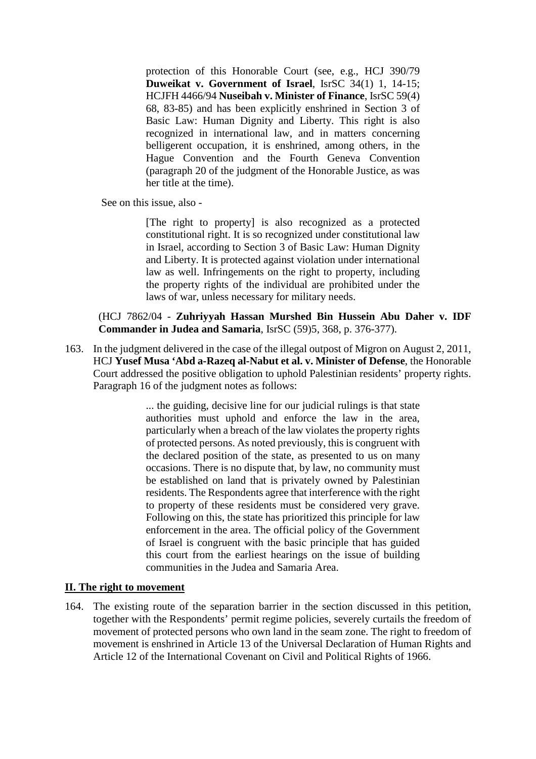> protection of this Honorable Court (see, e.g., HCJ 390/79 **Duweikat v. Government of Israel**, IsrSC 34(1) 1, 14-15; HCJFH 4466/94 **Nuseibah v. Minister of Finance**, IsrSC 59(4) 68, 83-85) and has been explicitly enshrined in Section 3 of Basic Law: Human Dignity and Liberty. This right is also recognized in international law, and in matters concerning belligerent occupation, it is enshrined, among others, in the Hague Convention and the Fourth Geneva Convention (paragraph 20 of the judgment of the Honorable Justice, as was her title at the time).

See on this issue, also -

> [The right to property] is also recognized as a protected constitutional right. It is so recognized under constitutional law in Israel, according to Section 3 of Basic Law: Human Dignity and Liberty. It is protected against violation under international law as well. Infringements on the right to property, including the property rights of the individual are prohibited under the laws of war, unless necessary for military needs.

(HCJ 7862/04 - **Zuhriyyah Hassan Murshed Bin Hussein Abu Daher v. IDF Commander in Judea and Samaria**, IsrSC (59)5, 368, p. 376-377).

163. In the judgment delivered in the case of the illegal outpost of Migron on August 2, 2011, HCJ **Yusef Musa 'Abd a-Razeq al-Nabut et al. v. Minister of Defense**, the Honorable Court addressed the positive obligation to uphold Palestinian residents' property rights. Paragraph 16 of the judgment notes as follows:

> ... the guiding, decisive line for our judicial rulings is that state authorities must uphold and enforce the law in the area, particularly when a breach of the law violates the property rights of protected persons. As noted previously, this is congruent with the declared position of the state, as presented to us on many occasions. There is no dispute that, by law, no community must be established on land that is privately owned by Palestinian residents. The Respondents agree that interference with the right to property of these residents must be considered very grave. Following on this, the state has prioritized this principle for law enforcement in the area. The official policy of the Government of Israel is congruent with the basic principle that has guided this court from the earliest hearings on the issue of building communities in the Judea and Samaria Area.

## **II. The right to movement**

164. The existing route of the separation barrier in the section discussed in this petition, together with the Respondents' permit regime policies, severely curtails the freedom of movement of protected persons who own land in the seam zone. The right to freedom of movement is enshrined in Article 13 of the Universal Declaration of Human Rights and Article 12 of the International Covenant on Civil and Political Rights of 1966.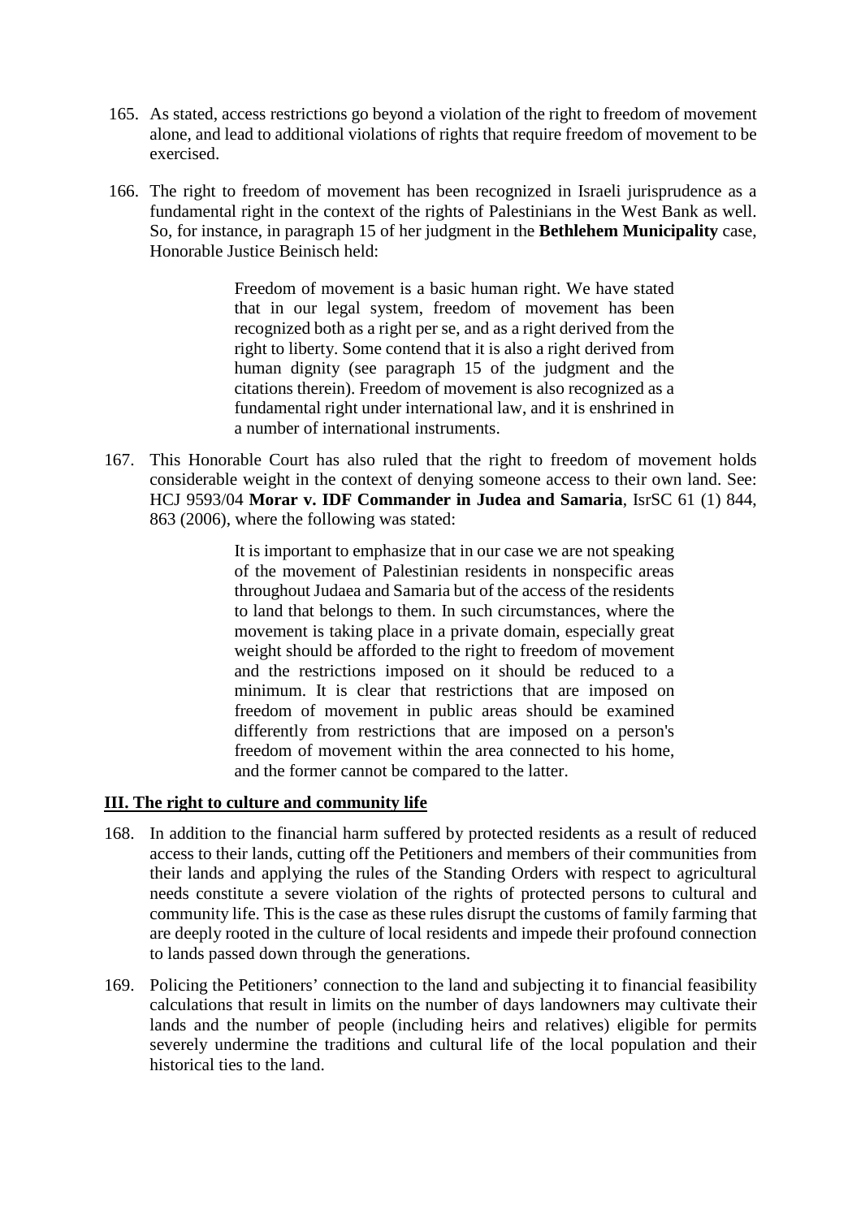165. As stated, access restrictions go beyond a violation of the right to freedom of movement alone, and lead to additional violations of rights that require freedom of movement to be exercised.

166. The right to freedom of movement has been recognized in Israeli jurisprudence as a fundamental right in the context of the rights of Palestinians in the West Bank as well. So, for instance, in paragraph 15 of her judgment in the **Bethlehem Municipality** case, Honorable Justice Beinisch held:

> Freedom of movement is a basic human right. We have stated that in our legal system, freedom of movement has been recognized both as a right per se, and as a right derived from the right to liberty. Some contend that it is also a right derived from human dignity (see paragraph 15 of the judgment and the citations therein). Freedom of movement is also recognized as a fundamental right under international law, and it is enshrined in a number of international instruments.

167. This Honorable Court has also ruled that the right to freedom of movement holds considerable weight in the context of denying someone access to their own land. See: HCJ 9593/04 **Morar v. IDF Commander in Judea and Samaria**, IsrSC 61 (1) 844, 863 (2006), where the following was stated:

> It is important to emphasize that in our case we are not speaking of the movement of Palestinian residents in nonspecific areas throughout Judaea and Samaria but of the access of the residents to land that belongs to them. In such circumstances, where the movement is taking place in a private domain, especially great weight should be afforded to the right to freedom of movement and the restrictions imposed on it should be reduced to a minimum. It is clear that restrictions that are imposed on freedom of movement in public areas should be examined differently from restrictions that are imposed on a person's freedom of movement within the area connected to his home, and the former cannot be compared to the latter.

### III. The right to culture and community life

168. In addition to the financial harm suffered by protected residents as a result of reduced access to their lands, cutting off the Petitioners and members of their communities from their lands and applying the rules of the Standing Orders with respect to agricultural needs constitute a severe violation of the rights of protected persons to cultural and community life. This is the case as these rules disrupt the customs of family farming that are deeply rooted in the culture of local residents and impede their profound connection to lands passed down through the generations.

169. Policing the Petitioners' connection to the land and subjecting it to financial feasibility calculations that result in limits on the number of days landowners may cultivate their lands and the number of people (including heirs and relatives) eligible for permits severely undermine the traditions and cultural life of the local population and their historical ties to the land.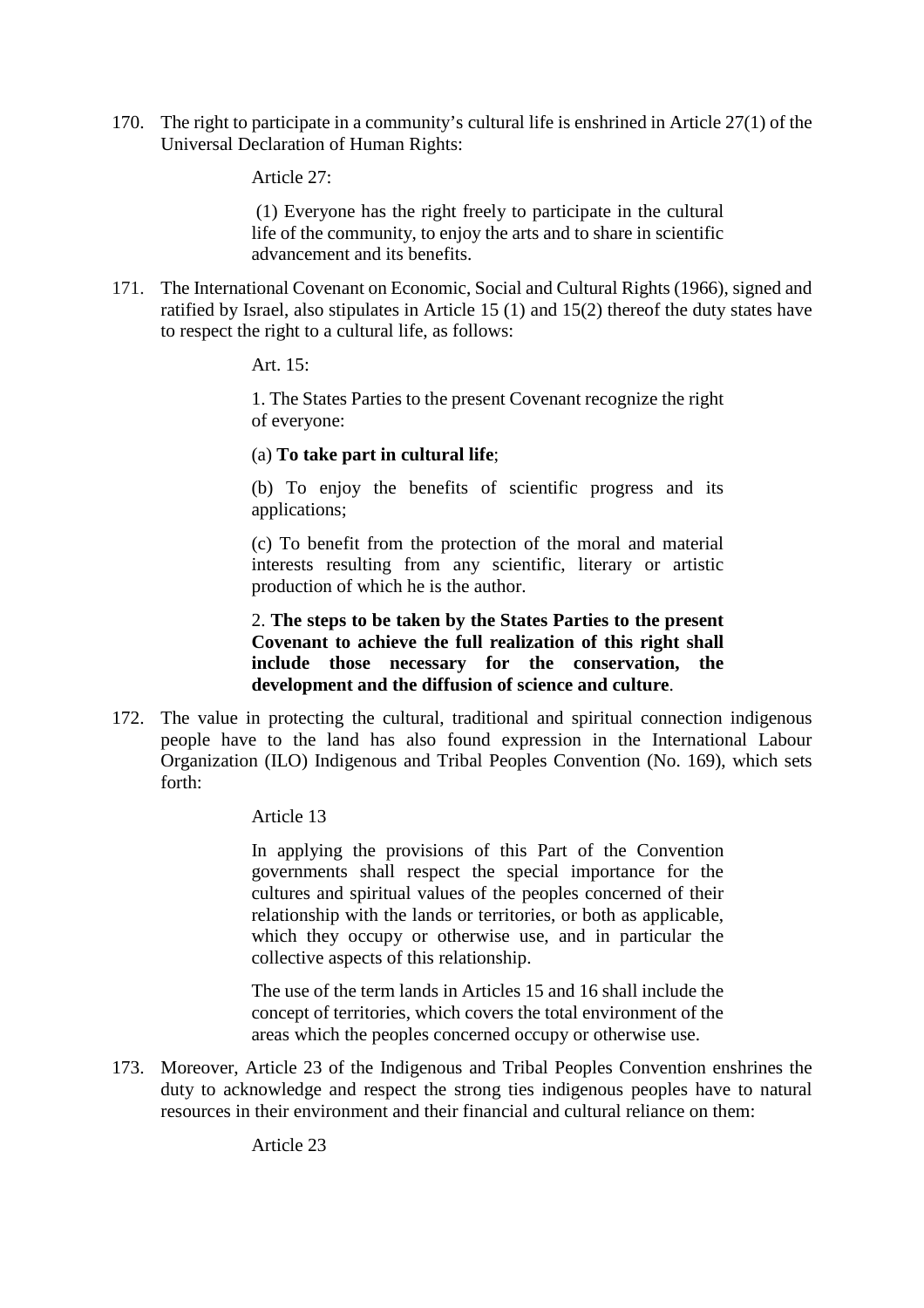170. The right to participate in a community's cultural life is enshrined in Article 27(1) of the Universal Declaration of Human Rights:

> Article 27:
>
> (1) Everyone has the right freely to participate in the cultural life of the community, to enjoy the arts and to share in scientific advancement and its benefits.

171. The International Covenant on Economic, Social and Cultural Rights (1966), signed and ratified by Israel, also stipulates in Article 15 (1) and 15(2) thereof the duty states have to respect the right to a cultural life, as follows:

> Art. 15:
>
> 1. The States Parties to the present Covenant recognize the right of everyone:
>
> (a) **To take part in cultural life**;
>
> (b) To enjoy the benefits of scientific progress and its applications;
>
> (c) To benefit from the protection of the moral and material interests resulting from any scientific, literary or artistic production of which he is the author.
>
> 2. **The steps to be taken by the States Parties to the present Covenant to achieve the full realization of this right shall include those necessary for the conservation, the development and the diffusion of science and culture**.

172. The value in protecting the cultural, traditional and spiritual connection indigenous people have to the land has also found expression in the International Labour Organization (ILO) Indigenous and Tribal Peoples Convention (No. 169), which sets forth:

> Article 13
>
> In applying the provisions of this Part of the Convention governments shall respect the special importance for the cultures and spiritual values of the peoples concerned of their relationship with the lands or territories, or both as applicable, which they occupy or otherwise use, and in particular the collective aspects of this relationship.
>
> The use of the term lands in Articles 15 and 16 shall include the concept of territories, which covers the total environment of the areas which the peoples concerned occupy or otherwise use.

173. Moreover, Article 23 of the Indigenous and Tribal Peoples Convention enshrines the duty to acknowledge and respect the strong ties indigenous peoples have to natural resources in their environment and their financial and cultural reliance on them:

> Article 23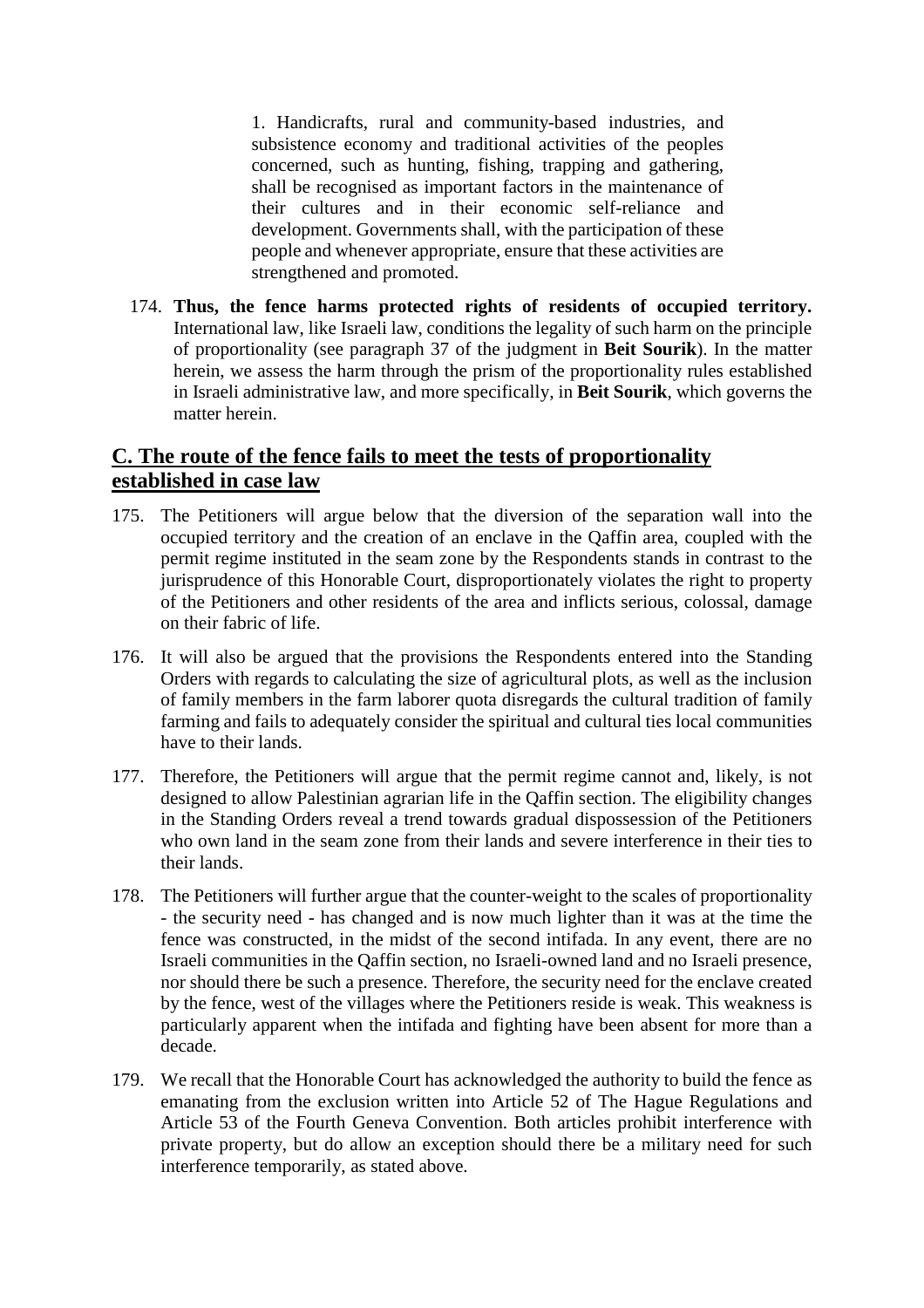> 1. Handicrafts, rural and community-based industries, and subsistence economy and traditional activities of the peoples concerned, such as hunting, fishing, trapping and gathering, shall be recognised as important factors in the maintenance of their cultures and in their economic self-reliance and development. Governments shall, with the participation of these people and whenever appropriate, ensure that these activities are strengthened and promoted.

174. **Thus, the fence harms protected rights of residents of occupied territory.** International law, like Israeli law, conditions the legality of such harm on the principle of proportionality (see paragraph 37 of the judgment in **Beit Sourik**). In the matter herein, we assess the harm through the prism of the proportionality rules established in Israeli administrative law, and more specifically, in **Beit Sourik**, which governs the matter herein.

## C. The route of the fence fails to meet the tests of proportionality established in case law

175. The Petitioners will argue below that the diversion of the separation wall into the occupied territory and the creation of an enclave in the Qaffin area, coupled with the permit regime instituted in the seam zone by the Respondents stands in contrast to the jurisprudence of this Honorable Court, disproportionately violates the right to property of the Petitioners and other residents of the area and inflicts serious, colossal, damage on their fabric of life.

176. It will also be argued that the provisions the Respondents entered into the Standing Orders with regards to calculating the size of agricultural plots, as well as the inclusion of family members in the farm laborer quota disregards the cultural tradition of family farming and fails to adequately consider the spiritual and cultural ties local communities have to their lands.

177. Therefore, the Petitioners will argue that the permit regime cannot and, likely, is not designed to allow Palestinian agrarian life in the Qaffin section. The eligibility changes in the Standing Orders reveal a trend towards gradual dispossession of the Petitioners who own land in the seam zone from their lands and severe interference in their ties to their lands.

178. The Petitioners will further argue that the counter-weight to the scales of proportionality - the security need - has changed and is now much lighter than it was at the time the fence was constructed, in the midst of the second intifada. In any event, there are no Israeli communities in the Qaffin section, no Israeli-owned land and no Israeli presence, nor should there be such a presence. Therefore, the security need for the enclave created by the fence, west of the villages where the Petitioners reside is weak. This weakness is particularly apparent when the intifada and fighting have been absent for more than a decade.

179. We recall that the Honorable Court has acknowledged the authority to build the fence as emanating from the exclusion written into Article 52 of The Hague Regulations and Article 53 of the Fourth Geneva Convention. Both articles prohibit interference with private property, but do allow an exception should there be a military need for such interference temporarily, as stated above.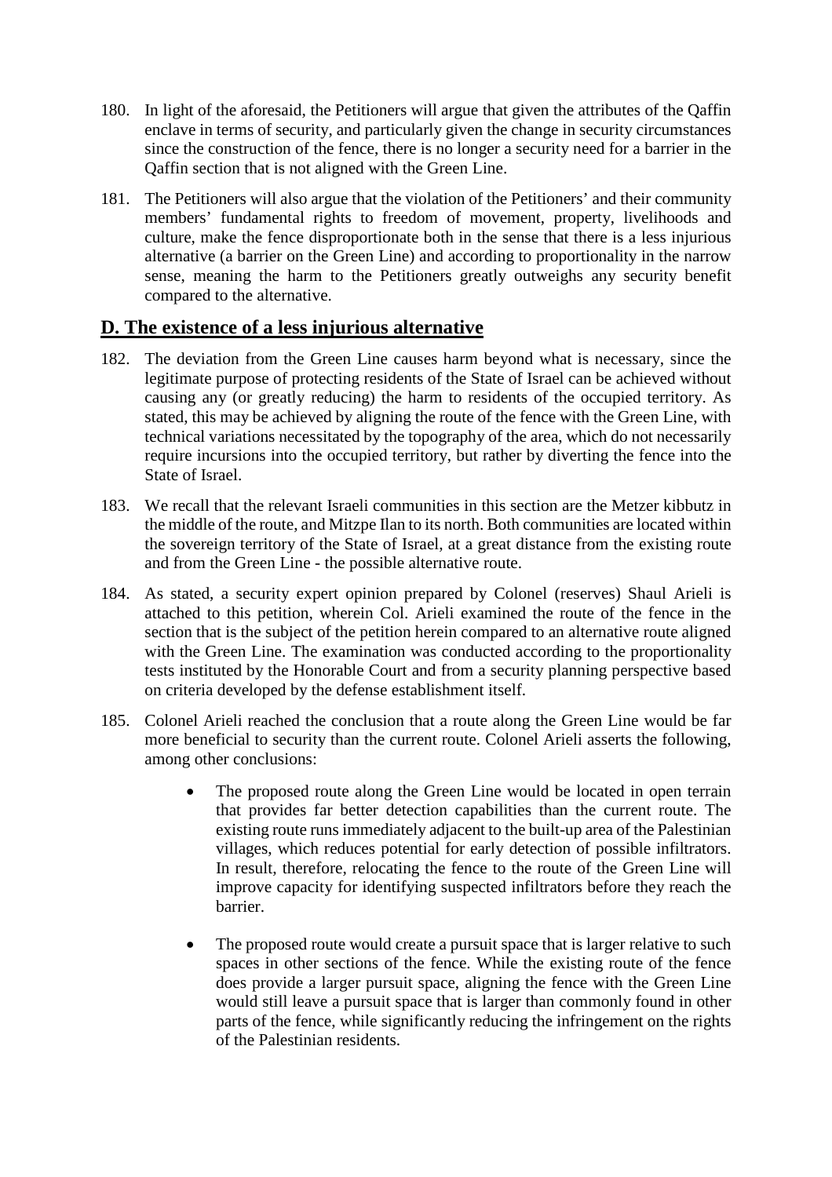180. In light of the aforesaid, the Petitioners will argue that given the attributes of the Qaffin enclave in terms of security, and particularly given the change in security circumstances since the construction of the fence, there is no longer a security need for a barrier in the Qaffin section that is not aligned with the Green Line.

181. The Petitioners will also argue that the violation of the Petitioners' and their community members' fundamental rights to freedom of movement, property, livelihoods and culture, make the fence disproportionate both in the sense that there is a less injurious alternative (a barrier on the Green Line) and according to proportionality in the narrow sense, meaning the harm to the Petitioners greatly outweighs any security benefit compared to the alternative.

## D. The existence of a less injurious alternative

182. The deviation from the Green Line causes harm beyond what is necessary, since the legitimate purpose of protecting residents of the State of Israel can be achieved without causing any (or greatly reducing) the harm to residents of the occupied territory. As stated, this may be achieved by aligning the route of the fence with the Green Line, with technical variations necessitated by the topography of the area, which do not necessarily require incursions into the occupied territory, but rather by diverting the fence into the State of Israel.

183. We recall that the relevant Israeli communities in this section are the Metzer kibbutz in the middle of the route, and Mitzpe Ilan to its north. Both communities are located within the sovereign territory of the State of Israel, at a great distance from the existing route and from the Green Line - the possible alternative route.

184. As stated, a security expert opinion prepared by Colonel (reserves) Shaul Arieli is attached to this petition, wherein Col. Arieli examined the route of the fence in the section that is the subject of the petition herein compared to an alternative route aligned with the Green Line. The examination was conducted according to the proportionality tests instituted by the Honorable Court and from a security planning perspective based on criteria developed by the defense establishment itself.

185. Colonel Arieli reached the conclusion that a route along the Green Line would be far more beneficial to security than the current route. Colonel Arieli asserts the following, among other conclusions:

    - The proposed route along the Green Line would be located in open terrain that provides far better detection capabilities than the current route. The existing route runs immediately adjacent to the built-up area of the Palestinian villages, which reduces potential for early detection of possible infiltrators. In result, therefore, relocating the fence to the route of the Green Line will improve capacity for identifying suspected infiltrators before they reach the barrier.

    - The proposed route would create a pursuit space that is larger relative to such spaces in other sections of the fence. While the existing route of the fence does provide a larger pursuit space, aligning the fence with the Green Line would still leave a pursuit space that is larger than commonly found in other parts of the fence, while significantly reducing the infringement on the rights of the Palestinian residents.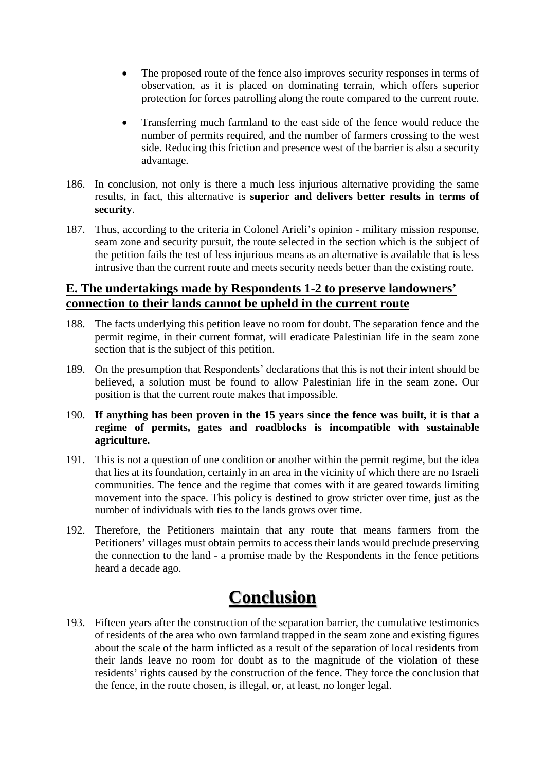- The proposed route of the fence also improves security responses in terms of observation, as it is placed on dominating terrain, which offers superior protection for forces patrolling along the route compared to the current route.

- Transferring much farmland to the east side of the fence would reduce the number of permits required, and the number of farmers crossing to the west side. Reducing this friction and presence west of the barrier is also a security advantage.

186. In conclusion, not only is there a much less injurious alternative providing the same results, in fact, this alternative is **superior and delivers better results in terms of security**.

187. Thus, according to the criteria in Colonel Arieli's opinion - military mission response, seam zone and security pursuit, the route selected in the section which is the subject of the petition fails the test of less injurious means as an alternative is available that is less intrusive than the current route and meets security needs better than the existing route.

## E. The undertakings made by Respondents 1-2 to preserve landowners' connection to their lands cannot be upheld in the current route

188. The facts underlying this petition leave no room for doubt. The separation fence and the permit regime, in their current format, will eradicate Palestinian life in the seam zone section that is the subject of this petition.

189. On the presumption that Respondents' declarations that this is not their intent should be believed, a solution must be found to allow Palestinian life in the seam zone. Our position is that the current route makes that impossible.

190. **If anything has been proven in the 15 years since the fence was built, it is that a regime of permits, gates and roadblocks is incompatible with sustainable agriculture.**

191. This is not a question of one condition or another within the permit regime, but the idea that lies at its foundation, certainly in an area in the vicinity of which there are no Israeli communities. The fence and the regime that comes with it are geared towards limiting movement into the space. This policy is destined to grow stricter over time, just as the number of individuals with ties to the lands grows over time.

192. Therefore, the Petitioners maintain that any route that means farmers from the Petitioners' villages must obtain permits to access their lands would preclude preserving the connection to the land - a promise made by the Respondents in the fence petitions heard a decade ago.

# Conclusion

193. Fifteen years after the construction of the separation barrier, the cumulative testimonies of residents of the area who own farmland trapped in the seam zone and existing figures about the scale of the harm inflicted as a result of the separation of local residents from their lands leave no room for doubt as to the magnitude of the violation of these residents' rights caused by the construction of the fence. They force the conclusion that the fence, in the route chosen, is illegal, or, at least, no longer legal.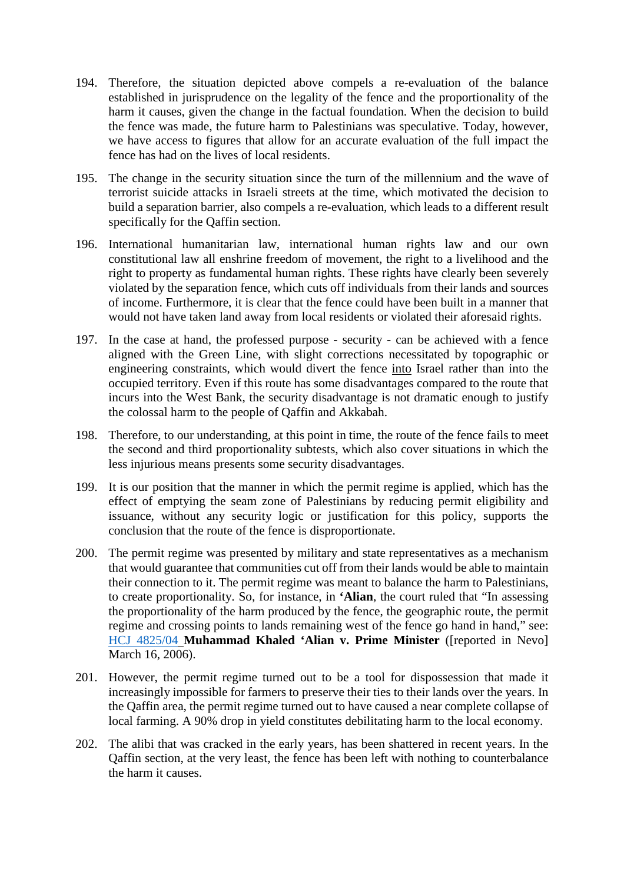194. Therefore, the situation depicted above compels a re-evaluation of the balance established in jurisprudence on the legality of the fence and the proportionality of the harm it causes, given the change in the factual foundation. When the decision to build the fence was made, the future harm to Palestinians was speculative. Today, however, we have access to figures that allow for an accurate evaluation of the full impact the fence has had on the lives of local residents.

195. The change in the security situation since the turn of the millennium and the wave of terrorist suicide attacks in Israeli streets at the time, which motivated the decision to build a separation barrier, also compels a re-evaluation, which leads to a different result specifically for the Qaffin section.

196. International humanitarian law, international human rights law and our own constitutional law all enshrine freedom of movement, the right to a livelihood and the right to property as fundamental human rights. These rights have clearly been severely violated by the separation fence, which cuts off individuals from their lands and sources of income. Furthermore, it is clear that the fence could have been built in a manner that would not have taken land away from local residents or violated their aforesaid rights.

197. In the case at hand, the professed purpose - security - can be achieved with a fence aligned with the Green Line, with slight corrections necessitated by topographic or engineering constraints, which would divert the fence into Israel rather than into the occupied territory. Even if this route has some disadvantages compared to the route that incurs into the West Bank, the security disadvantage is not dramatic enough to justify the colossal harm to the people of Qaffin and Akkabah.

198. Therefore, to our understanding, at this point in time, the route of the fence fails to meet the second and third proportionality subtests, which also cover situations in which the less injurious means presents some security disadvantages.

199. It is our position that the manner in which the permit regime is applied, which has the effect of emptying the seam zone of Palestinians by reducing permit eligibility and issuance, without any security logic or justification for this policy, supports the conclusion that the route of the fence is disproportionate.

200. The permit regime was presented by military and state representatives as a mechanism that would guarantee that communities cut off from their lands would be able to maintain their connection to it. The permit regime was meant to balance the harm to Palestinians, to create proportionality. So, for instance, in **'Alian**, the court ruled that "In assessing the proportionality of the harm produced by the fence, the geographic route, the permit regime and crossing points to lands remaining west of the fence go hand in hand," see: HCJ 4825/04 **Muhammad Khaled 'Alian v. Prime Minister** ([reported in Nevo] March 16, 2006).

201. However, the permit regime turned out to be a tool for dispossession that made it increasingly impossible for farmers to preserve their ties to their lands over the years. In the Qaffin area, the permit regime turned out to have caused a near complete collapse of local farming. A 90% drop in yield constitutes debilitating harm to the local economy.

202. The alibi that was cracked in the early years, has been shattered in recent years. In the Qaffin section, at the very least, the fence has been left with nothing to counterbalance the harm it causes.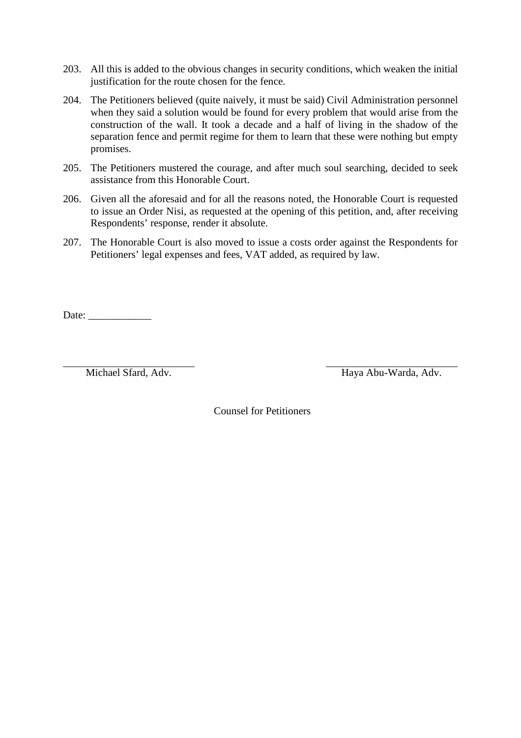203. All this is added to the obvious changes in security conditions, which weaken the initial justification for the route chosen for the fence.

204. The Petitioners believed (quite naively, it must be said) Civil Administration personnel when they said a solution would be found for every problem that would arise from the construction of the wall. It took a decade and a half of living in the shadow of the separation fence and permit regime for them to learn that these were nothing but empty promises.

205. The Petitioners mustered the courage, and after much soul searching, decided to seek assistance from this Honorable Court.

206. Given all the aforesaid and for all the reasons noted, the Honorable Court is requested to issue an Order Nisi, as requested at the opening of this petition, and, after receiving Respondents' response, render it absolute.

207. The Honorable Court is also moved to issue a costs order against the Respondents for Petitioners' legal expenses and fees, VAT added, as required by law.

Date: ____________

| | |
|---|---|
| Michael Sfard, Adv. | Haya Abu-Warda, Adv. |

Counsel for Petitioners